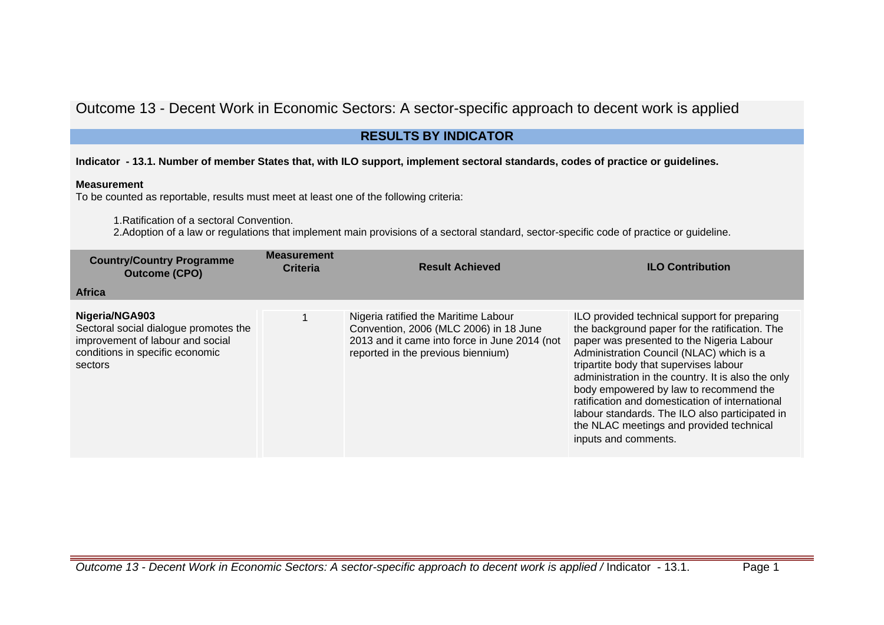# Outcome 13 - Decent Work in Economic Sectors: A sector-specific approach to decent work is applied

## RESULTS BY INDICATOR

**Indicator - 13.1. Number of member States that, with ILO support, implement sectoral standards, codes of practice or guidelines.**

**Measurement**

To be counted as reportable, results must meet at least one of the following criteria:

1. Ratification of a sectoral Convention.
2. Adoption of a law or regulations that implement main provisions of a sectoral standard, sector-specific code of practice or guideline.

| Country/Country Programme Outcome (CPO) | Measurement Criteria | Result Achieved | ILO Contribution |
|---|---|---|---|
| **Africa** | | | |
| **Nigeria/NGA903**<br>Sectoral social dialogue promotes the improvement of labour and social conditions in specific economic sectors | 1 | Nigeria ratified the Maritime Labour Convention, 2006 (MLC 2006) in 18 June 2013 and it came into force in June 2014 (not reported in the previous biennium) | ILO provided technical support for preparing the background paper for the ratification. The paper was presented to the Nigeria Labour Administration Council (NLAC) which is a tripartite body that supervises labour administration in the country. It is also the only body empowered by law to recommend the ratification and domestication of international labour standards. The ILO also participated in the NLAC meetings and provided technical inputs and comments. |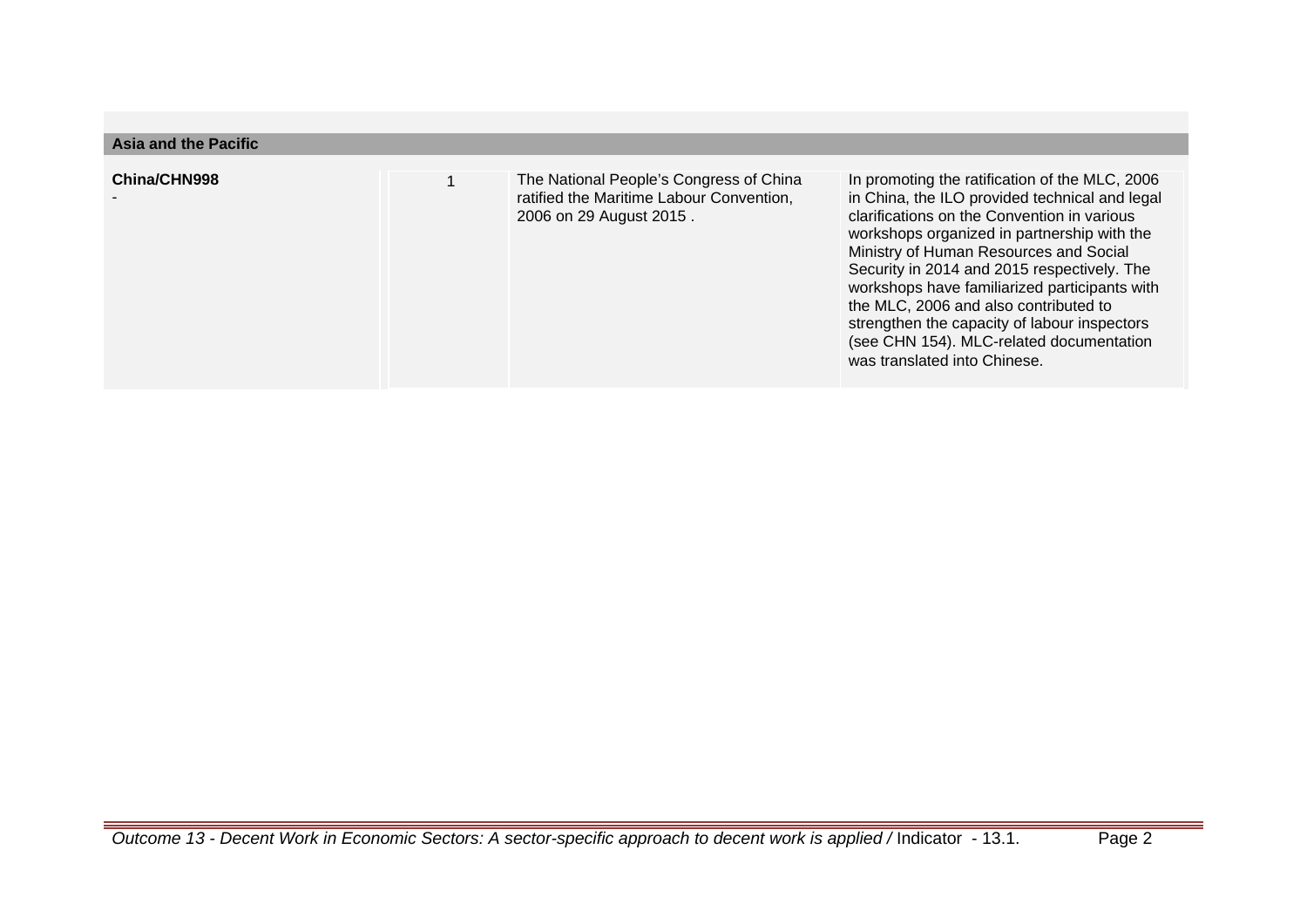| Asia and the Pacific | | | |
|---|---|---|---|
| **China/CHN998**<br>- | 1 | The National People's Congress of China ratified the Maritime Labour Convention, 2006 on 29 August 2015 . | In promoting the ratification of the MLC, 2006 in China, the ILO provided technical and legal clarifications on the Convention in various workshops organized in partnership with the Ministry of Human Resources and Social Security in 2014 and 2015 respectively. The workshops have familiarized participants with the MLC, 2006 and also contributed to strengthen the capacity of labour inspectors (see CHN 154). MLC-related documentation was translated into Chinese. |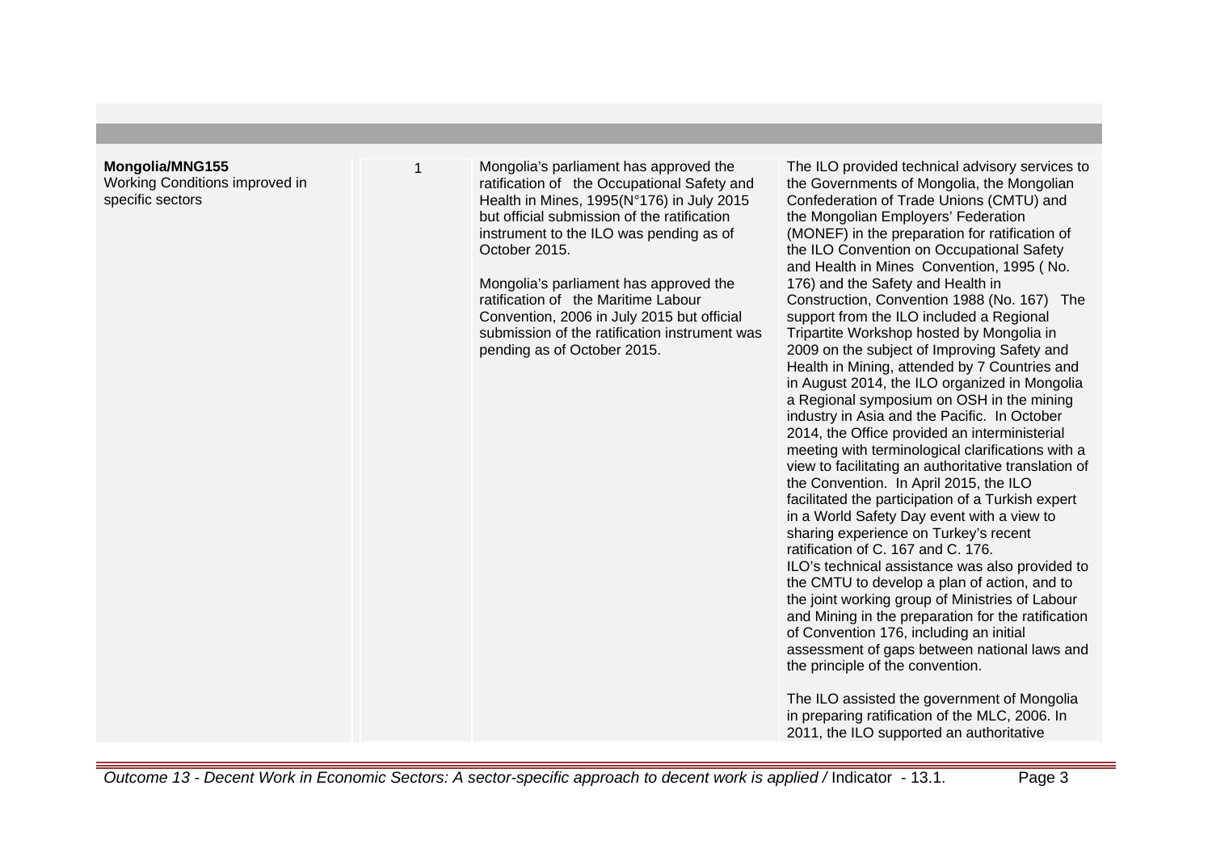| | | | |
|---|---|---|---|
| **Mongolia/MNG155**<br>Working Conditions improved in specific sectors | 1 | Mongolia's parliament has approved the ratification of the Occupational Safety and Health in Mines, 1995(N°176) in July 2015 but official submission of the ratification instrument to the ILO was pending as of October 2015.<br><br>Mongolia's parliament has approved the ratification of the Maritime Labour Convention, 2006 in July 2015 but official submission of the ratification instrument was pending as of October 2015. | The ILO provided technical advisory services to the Governments of Mongolia, the Mongolian Confederation of Trade Unions (CMTU) and the Mongolian Employers' Federation (MONEF) in the preparation for ratification of the ILO Convention on Occupational Safety and Health in Mines Convention, 1995 ( No. 176) and the Safety and Health in Construction, Convention 1988 (No. 167) The support from the ILO included a Regional Tripartite Workshop hosted by Mongolia in 2009 on the subject of Improving Safety and Health in Mining, attended by 7 Countries and in August 2014, the ILO organized in Mongolia a Regional symposium on OSH in the mining industry in Asia and the Pacific. In October 2014, the Office provided an interministerial meeting with terminological clarifications with a view to facilitating an authoritative translation of the Convention. In April 2015, the ILO facilitated the participation of a Turkish expert in a World Safety Day event with a view to sharing experience on Turkey's recent ratification of C. 167 and C. 176.<br>ILO's technical assistance was also provided to the CMTU to develop a plan of action, and to the joint working group of Ministries of Labour and Mining in the preparation for the ratification of Convention 176, including an initial assessment of gaps between national laws and the principle of the convention.<br><br>The ILO assisted the government of Mongolia in preparing ratification of the MLC, 2006. In 2011, the ILO supported an authoritative |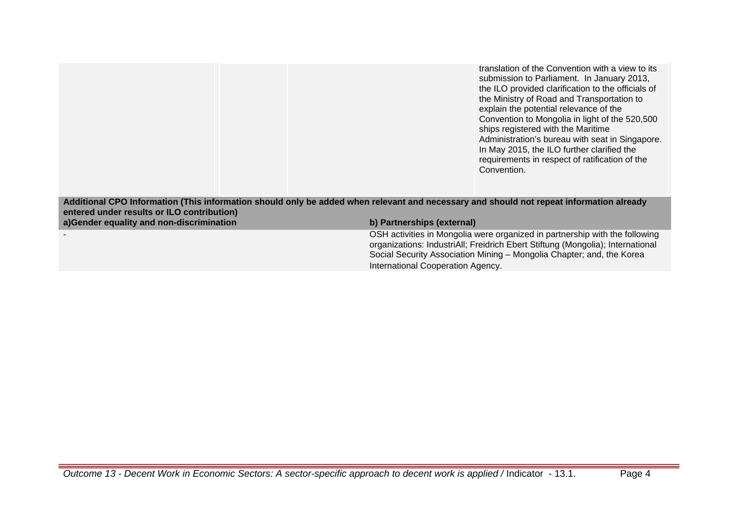| | | | |
|---|---|---|---|
| | | | translation of the Convention with a view to its submission to Parliament. In January 2013, the ILO provided clarification to the officials of the Ministry of Road and Transportation to explain the potential relevance of the Convention to Mongolia in light of the 520,500 ships registered with the Maritime Administration's bureau with seat in Singapore. In May 2015, the ILO further clarified the requirements in respect of ratification of the Convention. |

| **Additional CPO Information (This information should only be added when relevant and necessary and should not repeat information already entered under results or ILO contribution)** | |
|---|---|
| **a)Gender equality and non-discrimination** | **b) Partnerships (external)** |
| - | OSH activities in Mongolia were organized in partnership with the following organizations: IndustriAll; Freidrich Ebert Stiftung (Mongolia); International Social Security Association Mining – Mongolia Chapter; and, the Korea International Cooperation Agency. |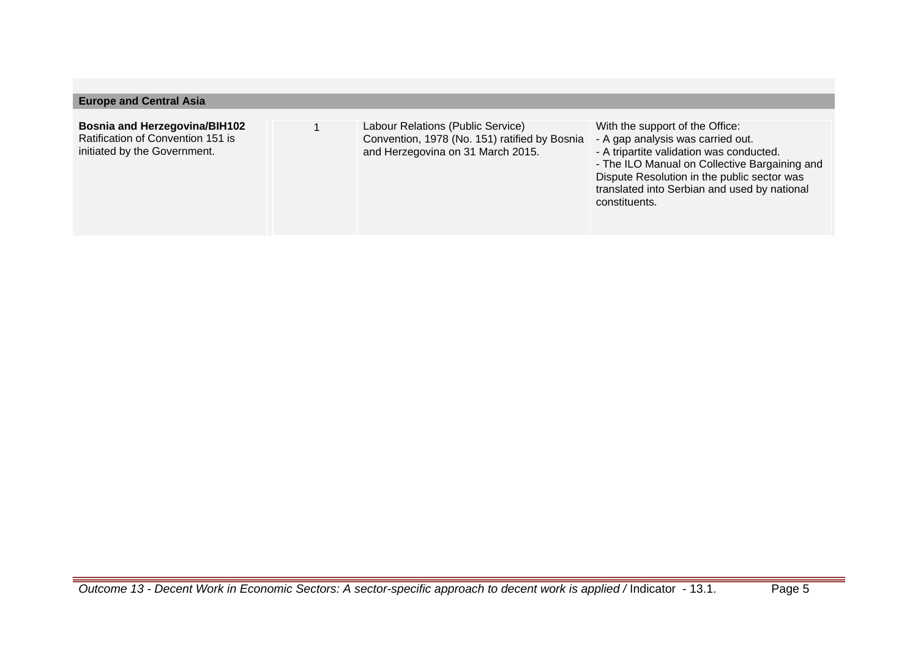| Europe and Central Asia | | | |
|---|---|---|---|
| **Bosnia and Herzegovina/BIH102** Ratification of Convention 151 is initiated by the Government. | 1 | Labour Relations (Public Service) Convention, 1978 (No. 151) ratified by Bosnia and Herzegovina on 31 March 2015. | With the support of the Office:<br>- A gap analysis was carried out.<br>- A tripartite validation was conducted.<br>- The ILO Manual on Collective Bargaining and Dispute Resolution in the public sector was translated into Serbian and used by national constituents. |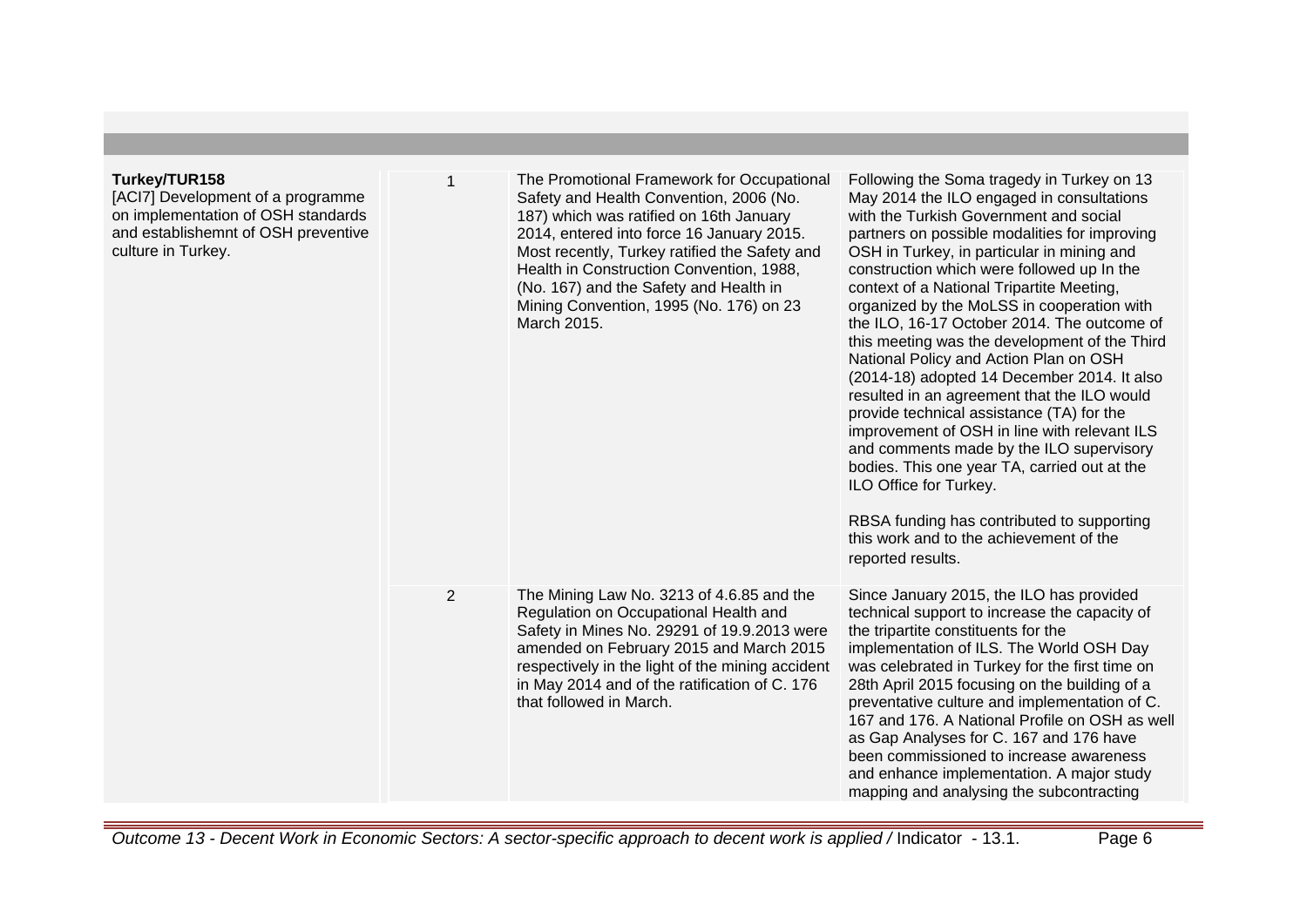| | | | |
|---|---|---|---|
| **Turkey/TUR158**<br>[ACI7] Development of a programme on implementation of OSH standards and establishemnt of OSH preventive culture in Turkey. | 1 | The Promotional Framework for Occupational Safety and Health Convention, 2006 (No. 187) which was ratified on 16th January 2014, entered into force 16 January 2015. Most recently, Turkey ratified the Safety and Health in Construction Convention, 1988, (No. 167) and the Safety and Health in Mining Convention, 1995 (No. 176) on 23 March 2015. | Following the Soma tragedy in Turkey on 13 May 2014 the ILO engaged in consultations with the Turkish Government and social partners on possible modalities for improving OSH in Turkey, in particular in mining and construction which were followed up In the context of a National Tripartite Meeting, organized by the MoLSS in cooperation with the ILO, 16-17 October 2014. The outcome of this meeting was the development of the Third National Policy and Action Plan on OSH (2014-18) adopted 14 December 2014. It also resulted in an agreement that the ILO would provide technical assistance (TA) for the improvement of OSH in line with relevant ILS and comments made by the ILO supervisory bodies. This one year TA, carried out at the ILO Office for Turkey.<br><br>RBSA funding has contributed to supporting this work and to the achievement of the reported results. |
| | 2 | The Mining Law No. 3213 of 4.6.85 and the Regulation on Occupational Health and Safety in Mines No. 29291 of 19.9.2013 were amended on February 2015 and March 2015 respectively in the light of the mining accident in May 2014 and of the ratification of C. 176 that followed in March. | Since January 2015, the ILO has provided technical support to increase the capacity of the tripartite constituents for the implementation of ILS. The World OSH Day was celebrated in Turkey for the first time on 28th April 2015 focusing on the building of a preventative culture and implementation of C. 167 and 176. A National Profile on OSH as well as Gap Analyses for C. 167 and 176 have been commissioned to increase awareness and enhance implementation. A major study mapping and analysing the subcontracting |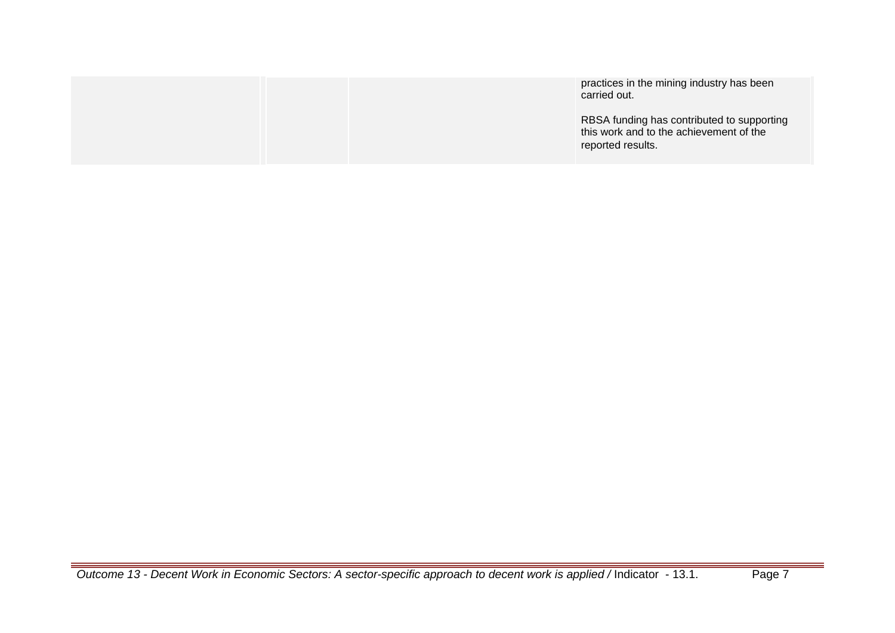|  |  |  | practices in the mining industry has been carried out.<br><br>RBSA funding has contributed to supporting this work and to the achievement of the reported results. |
|---|---|---|---|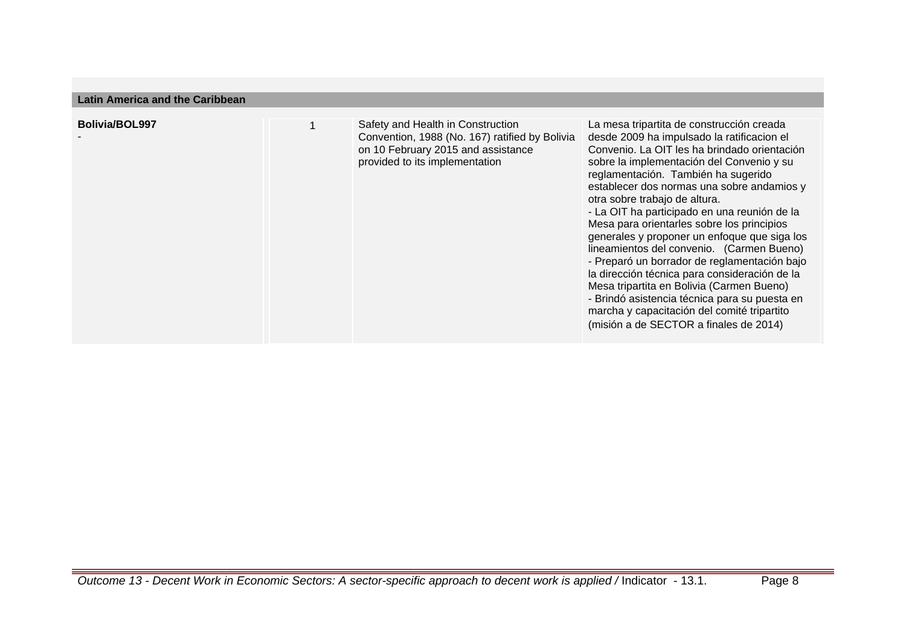**Latin America and the Caribbean**

| | | | |
|---|---|---|---|
| **Bolivia/BOL997**<br>- | 1 | Safety and Health in Construction Convention, 1988 (No. 167) ratified by Bolivia on 10 February 2015 and assistance provided to its implementation | La mesa tripartita de construcción creada desde 2009 ha impulsado la ratificacion el Convenio. La OIT les ha brindado orientación sobre la implementación del Convenio y su reglamentación. También ha sugerido establecer dos normas una sobre andamios y otra sobre trabajo de altura.<br>- La OIT ha participado en una reunión de la Mesa para orientarles sobre los principios generales y proponer un enfoque que siga los lineamientos del convenio. (Carmen Bueno)<br>- Preparó un borrador de reglamentación bajo la dirección técnica para consideración de la Mesa tripartita en Bolivia (Carmen Bueno)<br>- Brindó asistencia técnica para su puesta en marcha y capacitación del comité tripartito (misión a de SECTOR a finales de 2014) |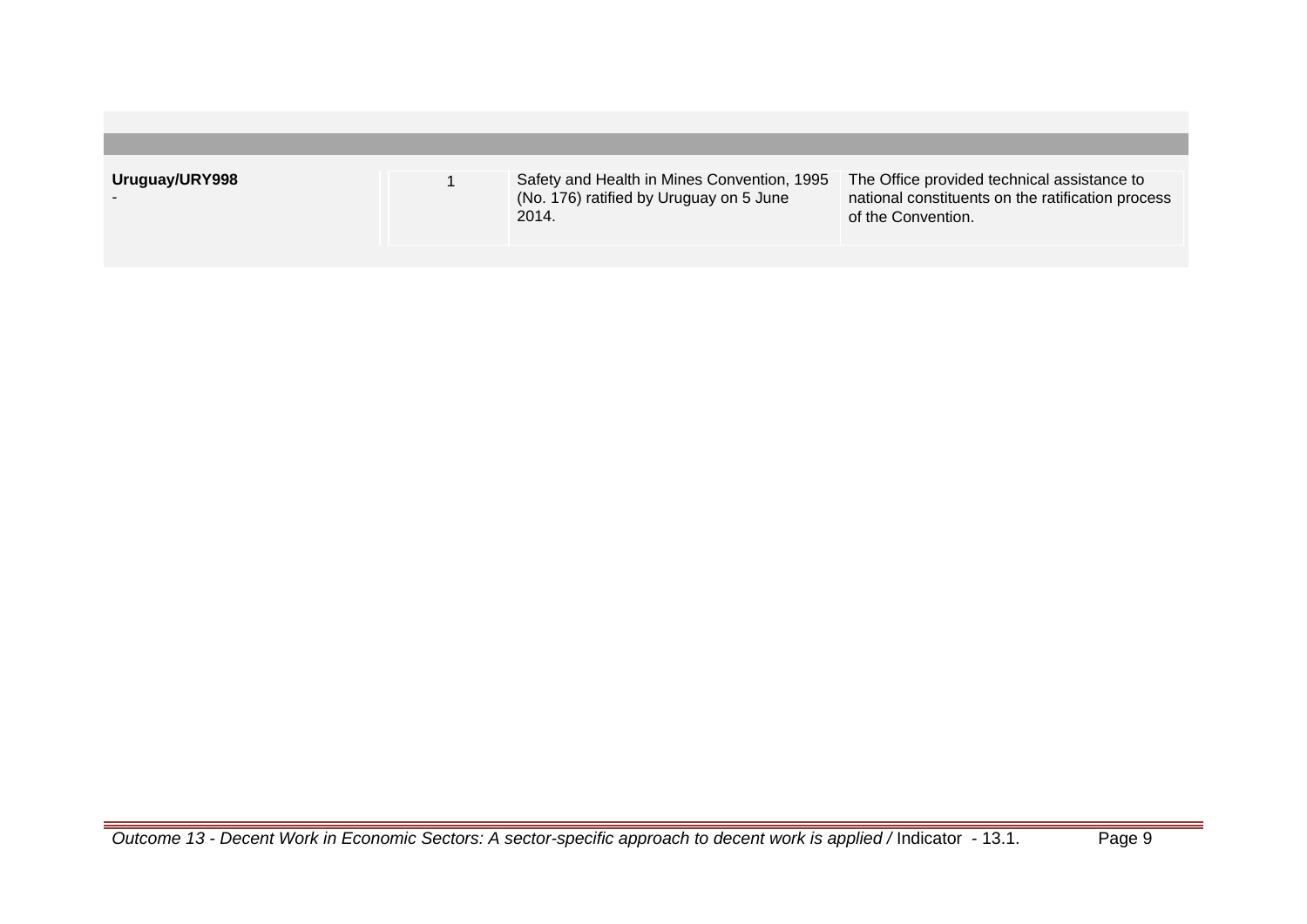| | | | |
|---|---|---|---|
| **Uruguay/URY998**<br>- | 1 | Safety and Health in Mines Convention, 1995 (No. 176) ratified by Uruguay on 5 June 2014. | The Office provided technical assistance to national constituents on the ratification process of the Convention. |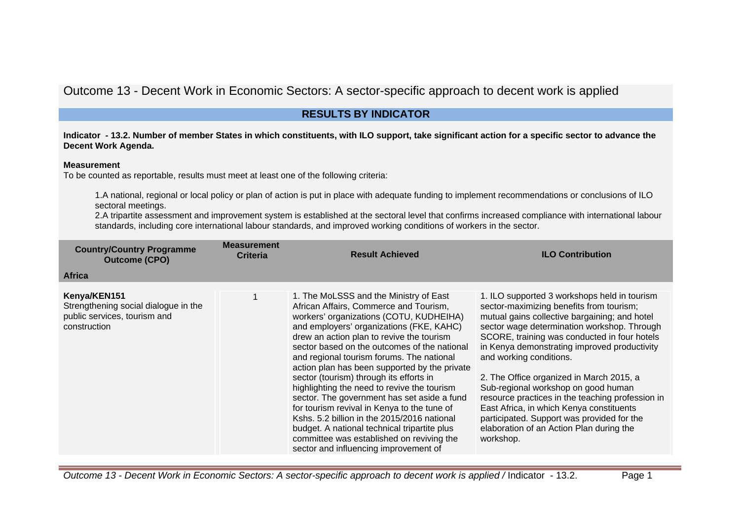# Outcome 13 - Decent Work in Economic Sectors: A sector-specific approach to decent work is applied

## RESULTS BY INDICATOR

**Indicator - 13.2. Number of member States in which constituents, with ILO support, take significant action for a specific sector to advance the Decent Work Agenda.**

**Measurement**

To be counted as reportable, results must meet at least one of the following criteria:

1. A national, regional or local policy or plan of action is put in place with adequate funding to implement recommendations or conclusions of ILO sectoral meetings.
2. A tripartite assessment and improvement system is established at the sectoral level that confirms increased compliance with international labour standards, including core international labour standards, and improved working conditions of workers in the sector.

| Country/Country Programme Outcome (CPO) | Measurement Criteria | Result Achieved | ILO Contribution |
|---|---|---|---|
| **Africa** | | | |
| **Kenya/KEN151**<br>Strengthening social dialogue in the public services, tourism and construction | 1 | 1. The MoLSSS and the Ministry of East African Affairs, Commerce and Tourism, workers' organizations (COTU, KUDHEIHA) and employers' organizations (FKE, KAHC) drew an action plan to revive the tourism sector based on the outcomes of the national and regional tourism forums. The national action plan has been supported by the private sector (tourism) through its efforts in highlighting the need to revive the tourism sector. The government has set aside a fund for tourism revival in Kenya to the tune of Kshs. 5.2 billion in the 2015/2016 national budget. A national technical tripartite plus committee was established on reviving the sector and influencing improvement of | 1. ILO supported 3 workshops held in tourism sector-maximizing benefits from tourism; mutual gains collective bargaining; and hotel sector wage determination workshop. Through SCORE, training was conducted in four hotels in Kenya demonstrating improved productivity and working conditions.<br><br>2. The Office organized in March 2015, a Sub-regional workshop on good human resource practices in the teaching profession in East Africa, in which Kenya constituents participated. Support was provided for the elaboration of an Action Plan during the workshop. |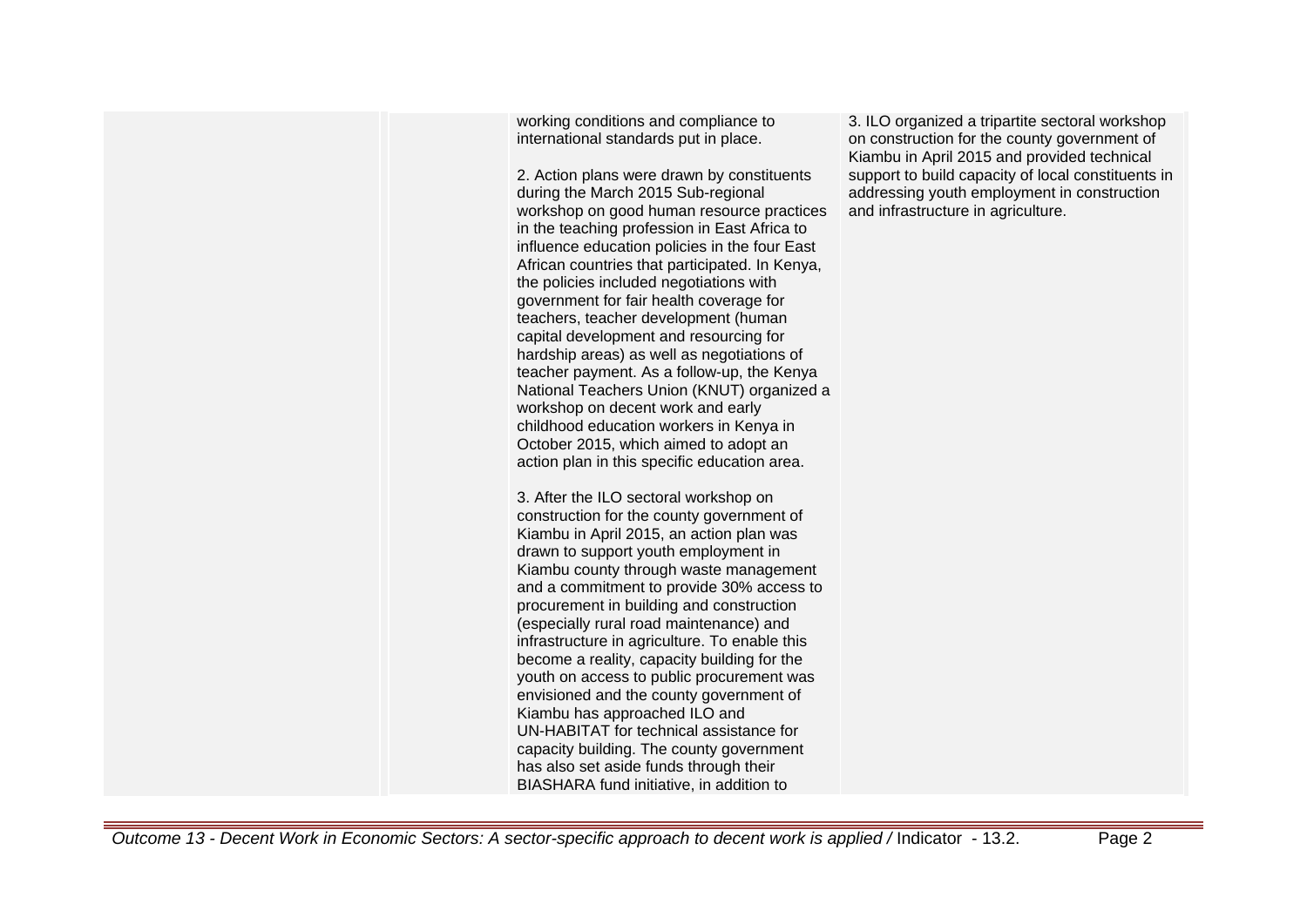| | | | |
|---|---|---|---|
| | | working conditions and compliance to international standards put in place.<br><br>2. Action plans were drawn by constituents during the March 2015 Sub-regional workshop on good human resource practices in the teaching profession in East Africa to influence education policies in the four East African countries that participated. In Kenya, the policies included negotiations with government for fair health coverage for teachers, teacher development (human capital development and resourcing for hardship areas) as well as negotiations of teacher payment. As a follow-up, the Kenya National Teachers Union (KNUT) organized a workshop on decent work and early childhood education workers in Kenya in October 2015, which aimed to adopt an action plan in this specific education area.<br><br>3. After the ILO sectoral workshop on construction for the county government of Kiambu in April 2015, an action plan was drawn to support youth employment in Kiambu county through waste management and a commitment to provide 30% access to procurement in building and construction (especially rural road maintenance) and infrastructure in agriculture. To enable this become a reality, capacity building for the youth on access to public procurement was envisioned and the county government of Kiambu has approached ILO and UN-HABITAT for technical assistance for capacity building. The county government has also set aside funds through their BIASHARA fund initiative, in addition to | 3. ILO organized a tripartite sectoral workshop on construction for the county government of Kiambu in April 2015 and provided technical support to build capacity of local constituents in addressing youth employment in construction and infrastructure in agriculture. |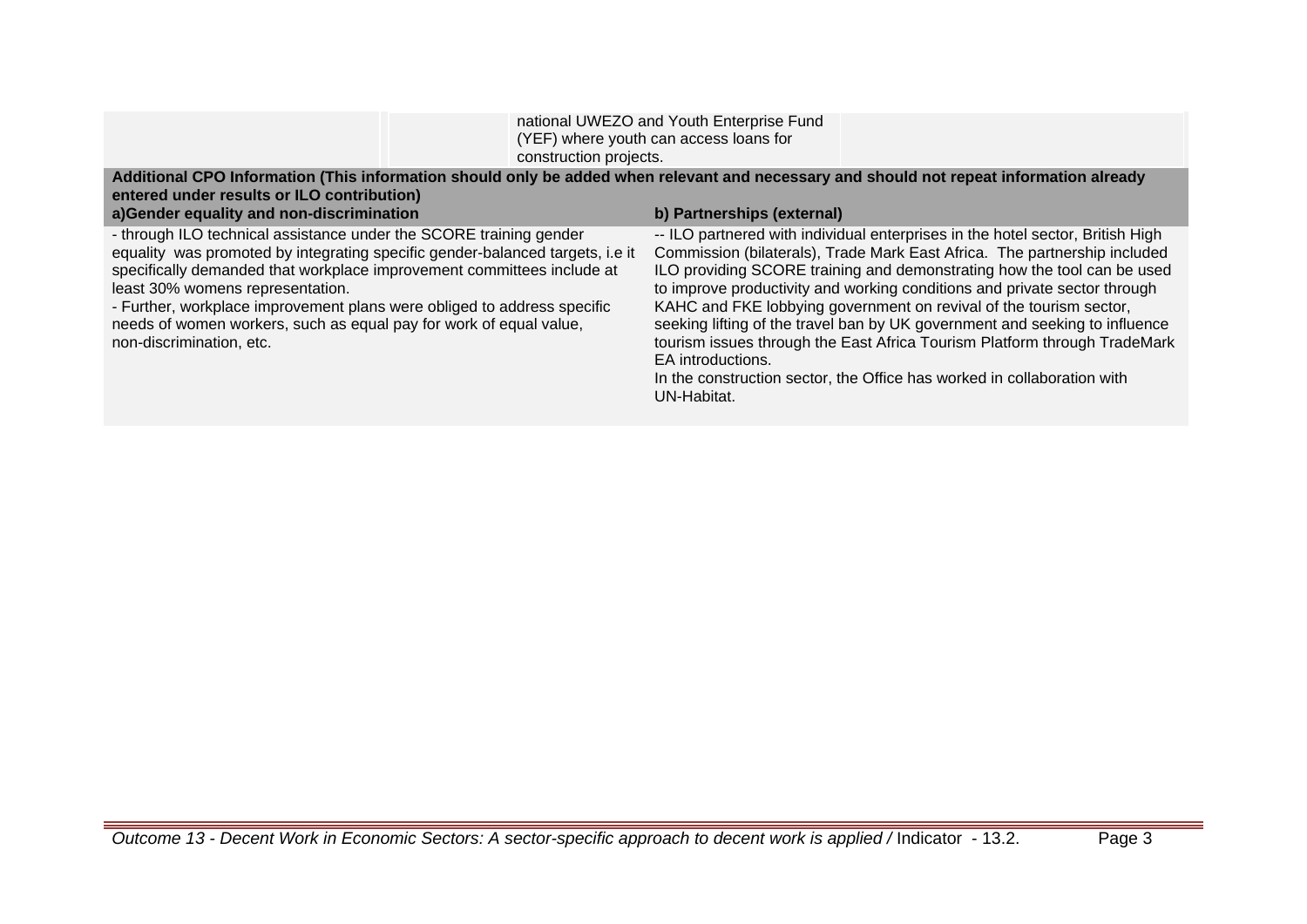| | | national UWEZO and Youth Enterprise Fund (YEF) where youth can access loans for construction projects. | |
|---|---|---|---|

**Additional CPO Information (This information should only be added when relevant and necessary and should not repeat information already entered under results or ILO contribution)**

| a)Gender equality and non-discrimination | b) Partnerships (external) |
|---|---|
| - through ILO technical assistance under the SCORE training gender equality was promoted by integrating specific gender-balanced targets, i.e it specifically demanded that workplace improvement committees include at least 30% womens representation.<br>- Further, workplace improvement plans were obliged to address specific needs of women workers, such as equal pay for work of equal value, non-discrimination, etc. | -- ILO partnered with individual enterprises in the hotel sector, British High Commission (bilaterals), Trade Mark East Africa. The partnership included ILO providing SCORE training and demonstrating how the tool can be used to improve productivity and working conditions and private sector through KAHC and FKE lobbying government on revival of the tourism sector, seeking lifting of the travel ban by UK government and seeking to influence tourism issues through the East Africa Tourism Platform through TradeMark EA introductions.<br>In the construction sector, the Office has worked in collaboration with UN-Habitat. |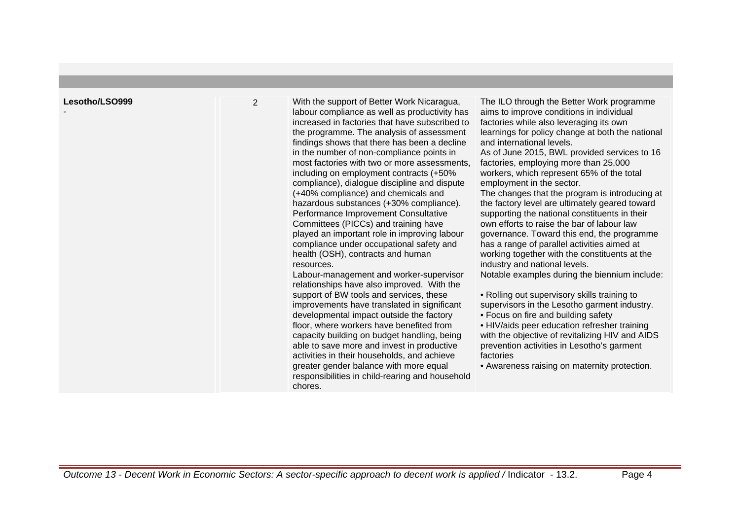| | | | |
|---|---|---|---|
| **Lesotho/LSO999**<br>- | 2 | With the support of Better Work Nicaragua, labour compliance as well as productivity has increased in factories that have subscribed to the programme. The analysis of assessment findings shows that there has been a decline in the number of non-compliance points in most factories with two or more assessments, including on employment contracts (+50% compliance), dialogue discipline and dispute (+40% compliance) and chemicals and hazardous substances (+30% compliance). Performance Improvement Consultative Committees (PICCs) and training have played an important role in improving labour compliance under occupational safety and health (OSH), contracts and human resources.<br>Labour-management and worker-supervisor relationships have also improved. With the support of BW tools and services, these improvements have translated in significant developmental impact outside the factory floor, where workers have benefited from capacity building on budget handling, being able to save more and invest in productive activities in their households, and achieve greater gender balance with more equal responsibilities in child-rearing and household chores. | The ILO through the Better Work programme aims to improve conditions in individual factories while also leveraging its own learnings for policy change at both the national and international levels.<br>As of June 2015, BWL provided services to 16 factories, employing more than 25,000 workers, which represent 65% of the total employment in the sector.<br>The changes that the program is introducing at the factory level are ultimately geared toward supporting the national constituents in their own efforts to raise the bar of labour law governance. Toward this end, the programme has a range of parallel activities aimed at working together with the constituents at the industry and national levels.<br>Notable examples during the biennium include:<br>• Rolling out supervisory skills training to supervisors in the Lesotho garment industry.<br>• Focus on fire and building safety<br>• HIV/aids peer education refresher training with the objective of revitalizing HIV and AIDS prevention activities in Lesotho's garment factories<br>• Awareness raising on maternity protection. |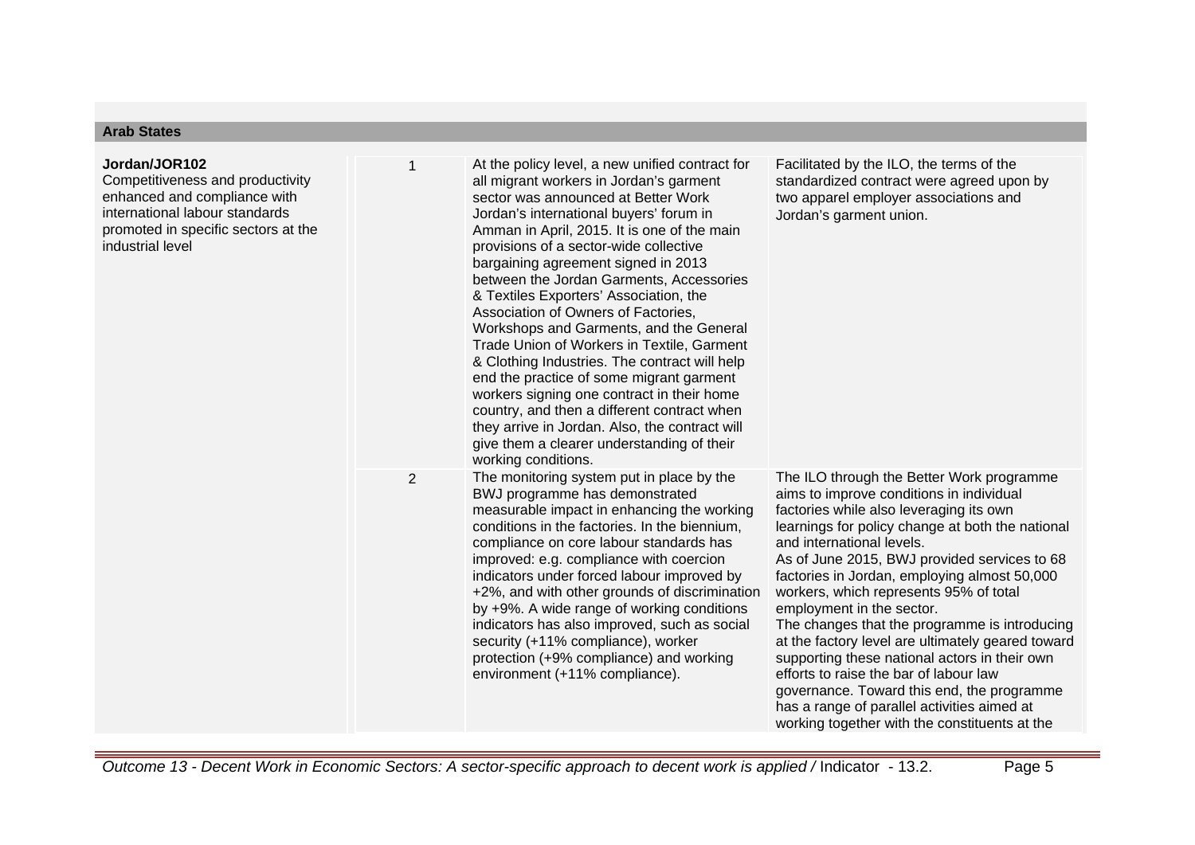**Arab States**

| | | | |
|---|---|---|---|
| **Jordan/JOR102**<br>Competitiveness and productivity enhanced and compliance with international labour standards promoted in specific sectors at the industrial level | 1 | At the policy level, a new unified contract for all migrant workers in Jordan's garment sector was announced at Better Work Jordan's international buyers' forum in Amman in April, 2015. It is one of the main provisions of a sector-wide collective bargaining agreement signed in 2013 between the Jordan Garments, Accessories & Textiles Exporters' Association, the Association of Owners of Factories, Workshops and Garments, and the General Trade Union of Workers in Textile, Garment & Clothing Industries. The contract will help end the practice of some migrant garment workers signing one contract in their home country, and then a different contract when they arrive in Jordan. Also, the contract will give them a clearer understanding of their working conditions. | Facilitated by the ILO, the terms of the standardized contract were agreed upon by two apparel employer associations and Jordan's garment union. |
| | 2 | The monitoring system put in place by the BWJ programme has demonstrated measurable impact in enhancing the working conditions in the factories. In the biennium, compliance on core labour standards has improved: e.g. compliance with coercion indicators under forced labour improved by +2%, and with other grounds of discrimination by +9%. A wide range of working conditions indicators has also improved, such as social security (+11% compliance), worker protection (+9% compliance) and working environment (+11% compliance). | The ILO through the Better Work programme aims to improve conditions in individual factories while also leveraging its own learnings for policy change at both the national and international levels.<br>As of June 2015, BWJ provided services to 68 factories in Jordan, employing almost 50,000 workers, which represents 95% of total employment in the sector.<br>The changes that the programme is introducing at the factory level are ultimately geared toward supporting these national actors in their own efforts to raise the bar of labour law governance. Toward this end, the programme has a range of parallel activities aimed at working together with the constituents at the |

*Outcome 13 - Decent Work in Economic Sectors: A sector-specific approach to decent work is applied /* Indicator - 13.2.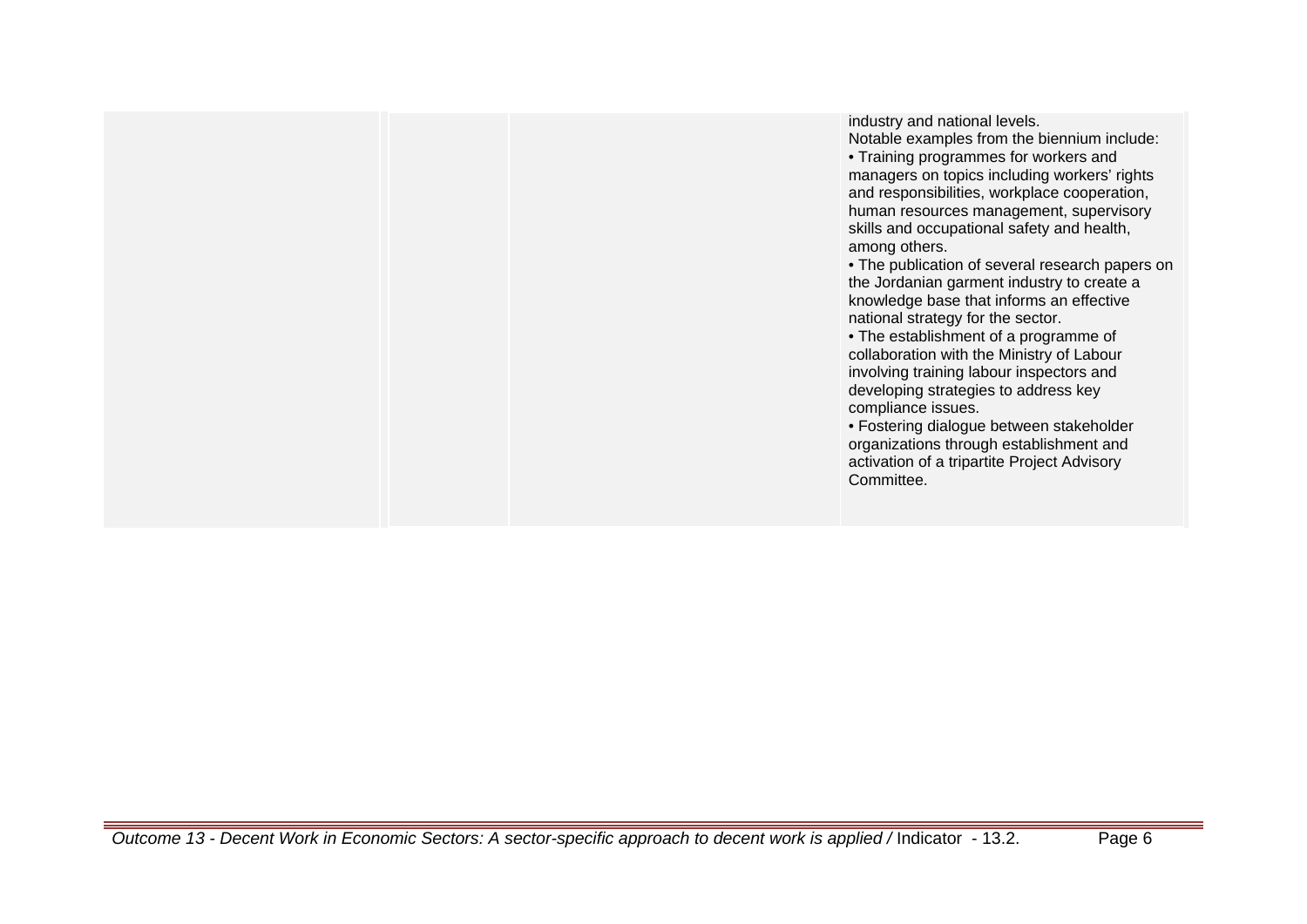|  |  |  | industry and national levels.<br>Notable examples from the biennium include:<br>• Training programmes for workers and managers on topics including workers' rights and responsibilities, workplace cooperation, human resources management, supervisory skills and occupational safety and health, among others.<br>• The publication of several research papers on the Jordanian garment industry to create a knowledge base that informs an effective national strategy for the sector.<br>• The establishment of a programme of collaboration with the Ministry of Labour involving training labour inspectors and developing strategies to address key compliance issues.<br>• Fostering dialogue between stakeholder organizations through establishment and activation of a tripartite Project Advisory Committee. |
|---|---|---|---|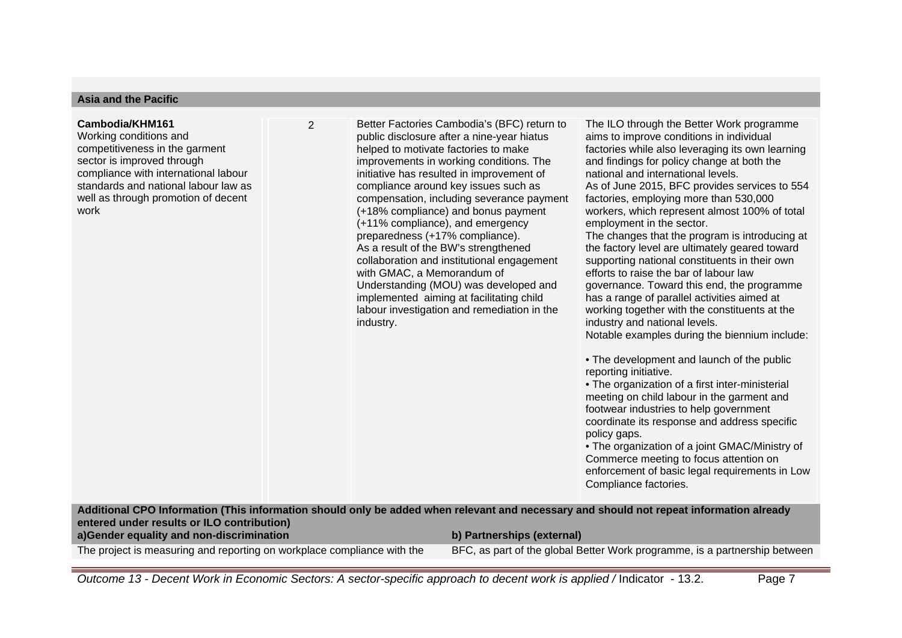**Asia and the Pacific**

| | | | |
|---|---|---|---|
| **Cambodia/KHM161**<br>Working conditions and competitiveness in the garment sector is improved through compliance with international labour standards and national labour law as well as through promotion of decent work | 2 | Better Factories Cambodia's (BFC) return to public disclosure after a nine-year hiatus helped to motivate factories to make improvements in working conditions. The initiative has resulted in improvement of compliance around key issues such as compensation, including severance payment (+18% compliance) and bonus payment (+11% compliance), and emergency preparedness (+17% compliance).<br>As a result of the BW's strengthened collaboration and institutional engagement with GMAC, a Memorandum of Understanding (MOU) was developed and implemented aiming at facilitating child labour investigation and remediation in the industry. | The ILO through the Better Work programme aims to improve conditions in individual factories while also leveraging its own learning and findings for policy change at both the national and international levels.<br>As of June 2015, BFC provides services to 554 factories, employing more than 530,000 workers, which represent almost 100% of total employment in the sector.<br>The changes that the program is introducing at the factory level are ultimately geared toward supporting national constituents in their own efforts to raise the bar of labour law governance. Toward this end, the programme has a range of parallel activities aimed at working together with the constituents at the industry and national levels.<br>Notable examples during the biennium include:<br><br>• The development and launch of the public reporting initiative.<br>• The organization of a first inter-ministerial meeting on child labour in the garment and footwear industries to help government coordinate its response and address specific policy gaps.<br>• The organization of a joint GMAC/Ministry of Commerce meeting to focus attention on enforcement of basic legal requirements in Low Compliance factories. |

**Additional CPO Information (This information should only be added when relevant and necessary and should not repeat information already entered under results or ILO contribution)**

| a)Gender equality and non-discrimination | b) Partnerships (external) |
|---|---|
| The project is measuring and reporting on workplace compliance with the | BFC, as part of the global Better Work programme, is a partnership between |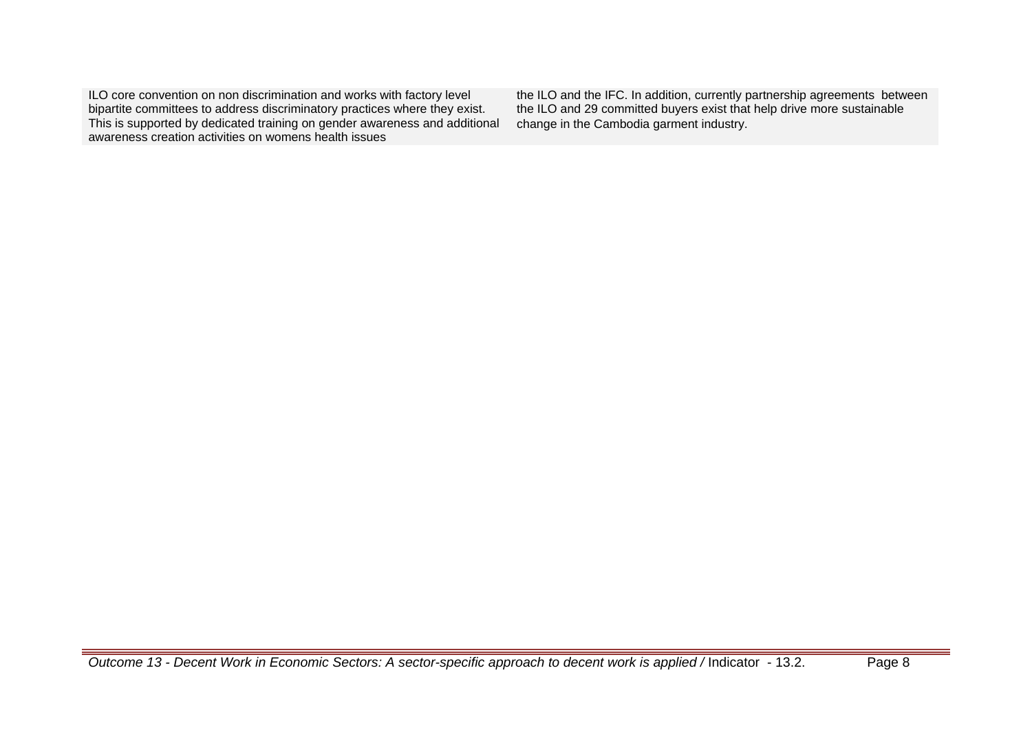| | |
|---|---|
| ILO core convention on non discrimination and works with factory level bipartite committees to address discriminatory practices where they exist. This is supported by dedicated training on gender awareness and additional awareness creation activities on womens health issues | the ILO and the IFC. In addition, currently partnership agreements between the ILO and 29 committed buyers exist that help drive more sustainable change in the Cambodia garment industry. |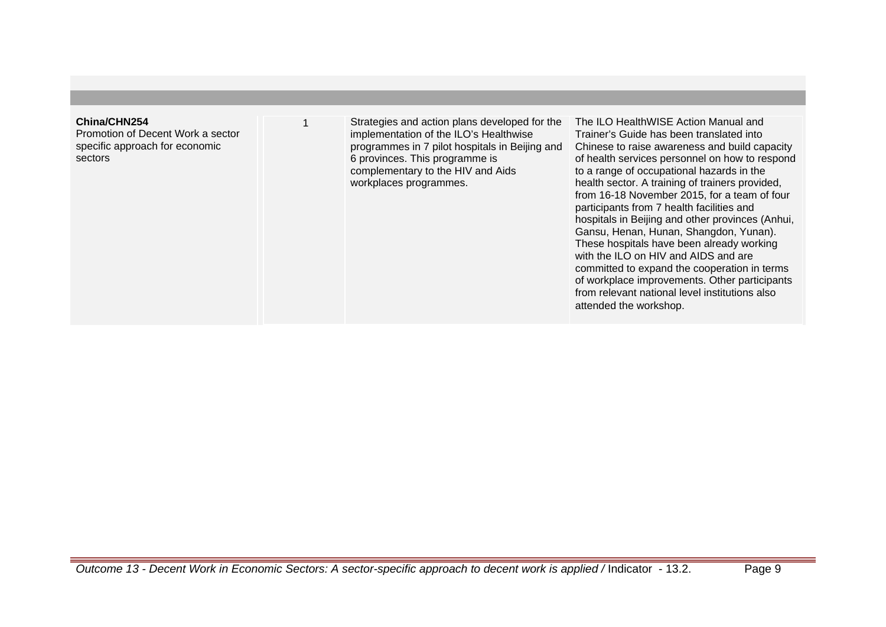| | | | |
|---|---|---|---|
| **China/CHN254**<br>Promotion of Decent Work a sector specific approach for economic sectors | 1 | Strategies and action plans developed for the implementation of the ILO's Healthwise programmes in 7 pilot hospitals in Beijing and 6 provinces. This programme is complementary to the HIV and Aids workplaces programmes. | The ILO HealthWISE Action Manual and Trainer's Guide has been translated into Chinese to raise awareness and build capacity of health services personnel on how to respond to a range of occupational hazards in the health sector. A training of trainers provided, from 16-18 November 2015, for a team of four participants from 7 health facilities and hospitals in Beijing and other provinces (Anhui, Gansu, Henan, Hunan, Shangdon, Yunan). These hospitals have been already working with the ILO on HIV and AIDS and are committed to expand the cooperation in terms of workplace improvements. Other participants from relevant national level institutions also attended the workshop. |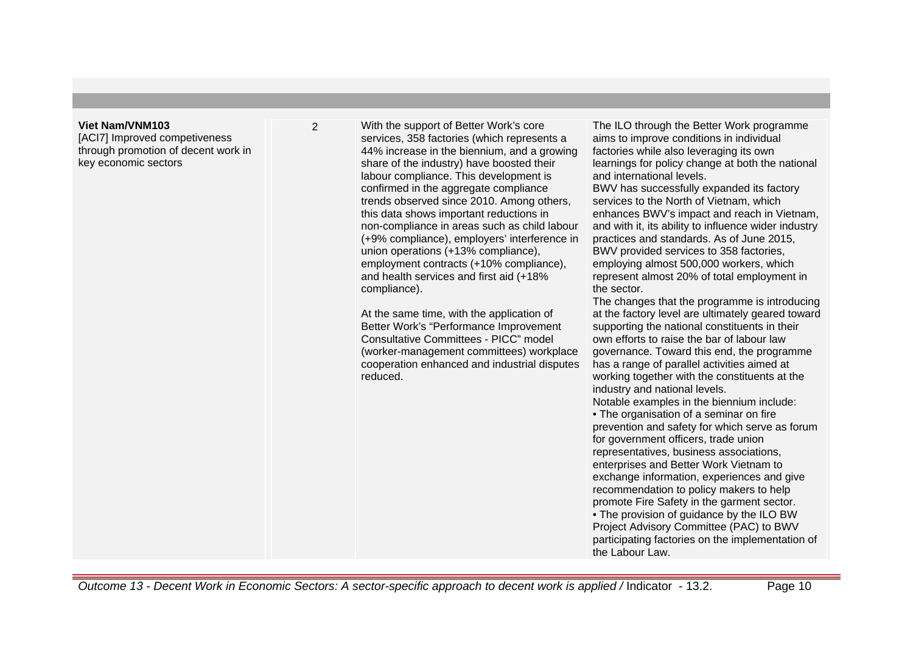| | | | |
|---|---|---|---|
| **Viet Nam/VNM103**<br>[ACI7] Improved competiveness through promotion of decent work in key economic sectors | 2 | With the support of Better Work's core services, 358 factories (which represents a 44% increase in the biennium, and a growing share of the industry) have boosted their labour compliance. This development is confirmed in the aggregate compliance trends observed since 2010. Among others, this data shows important reductions in non-compliance in areas such as child labour (+9% compliance), employers' interference in union operations (+13% compliance), employment contracts (+10% compliance), and health services and first aid (+18% compliance).<br><br>At the same time, with the application of Better Work's "Performance Improvement Consultative Committees - PICC" model (worker-management committees) workplace cooperation enhanced and industrial disputes reduced. | The ILO through the Better Work programme aims to improve conditions in individual factories while also leveraging its own learnings for policy change at both the national and international levels.<br>BWV has successfully expanded its factory services to the North of Vietnam, which enhances BWV's impact and reach in Vietnam, and with it, its ability to influence wider industry practices and standards. As of June 2015, BWV provided services to 358 factories, employing almost 500,000 workers, which represent almost 20% of total employment in the sector.<br>The changes that the programme is introducing at the factory level are ultimately geared toward supporting the national constituents in their own efforts to raise the bar of labour law governance. Toward this end, the programme has a range of parallel activities aimed at working together with the constituents at the industry and national levels.<br>Notable examples in the biennium include:<br>• The organisation of a seminar on fire prevention and safety for which serve as forum for government officers, trade union representatives, business associations, enterprises and Better Work Vietnam to exchange information, experiences and give recommendation to policy makers to help promote Fire Safety in the garment sector.<br>• The provision of guidance by the ILO BW Project Advisory Committee (PAC) to BWV participating factories on the implementation of the Labour Law. |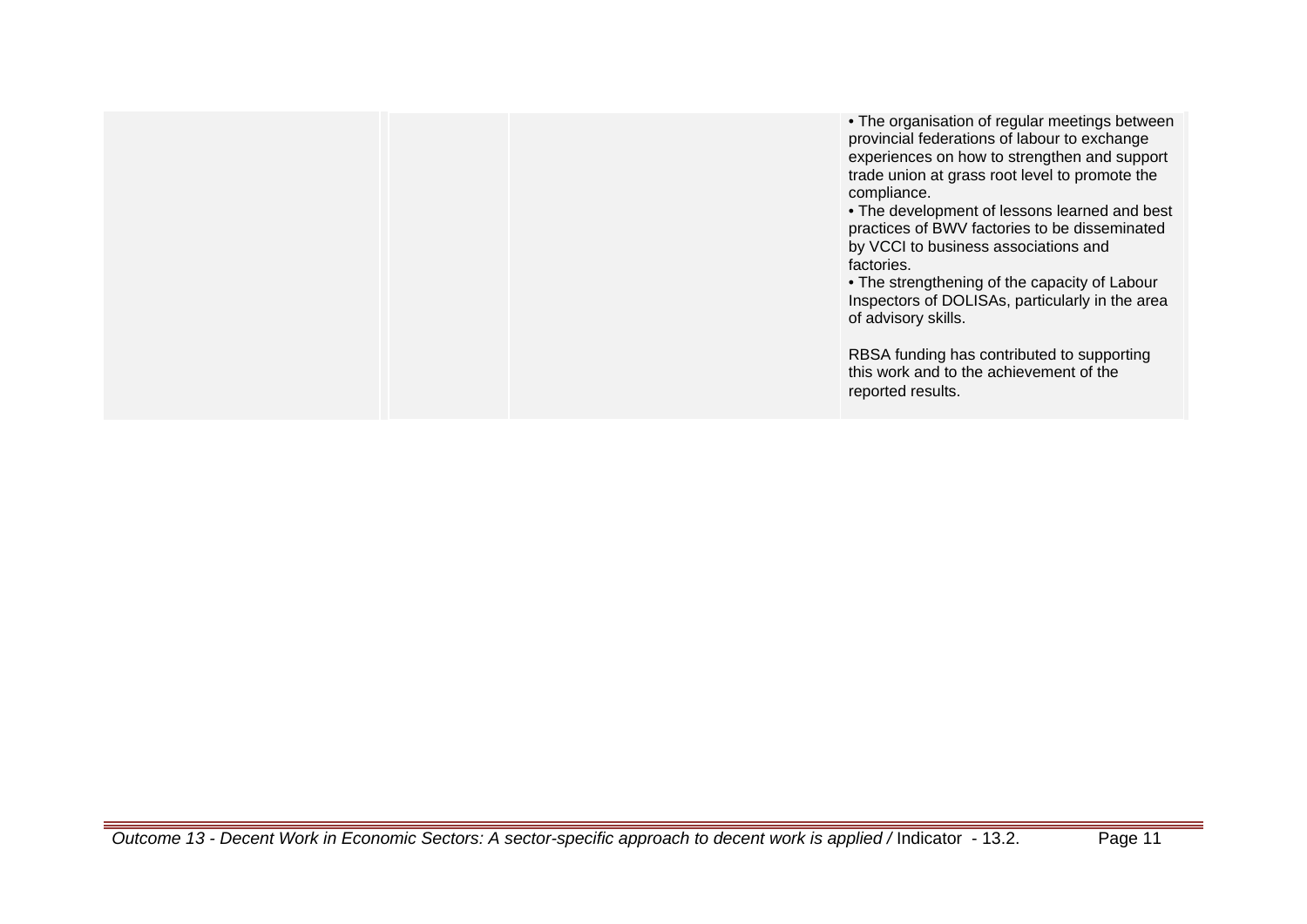| | | | |
|---|---|---|---|
| | | | • The organisation of regular meetings between provincial federations of labour to exchange experiences on how to strengthen and support trade union at grass root level to promote the compliance.<br>• The development of lessons learned and best practices of BWV factories to be disseminated by VCCI to business associations and factories.<br>• The strengthening of the capacity of Labour Inspectors of DOLISAs, particularly in the area of advisory skills.<br><br>RBSA funding has contributed to supporting this work and to the achievement of the reported results. |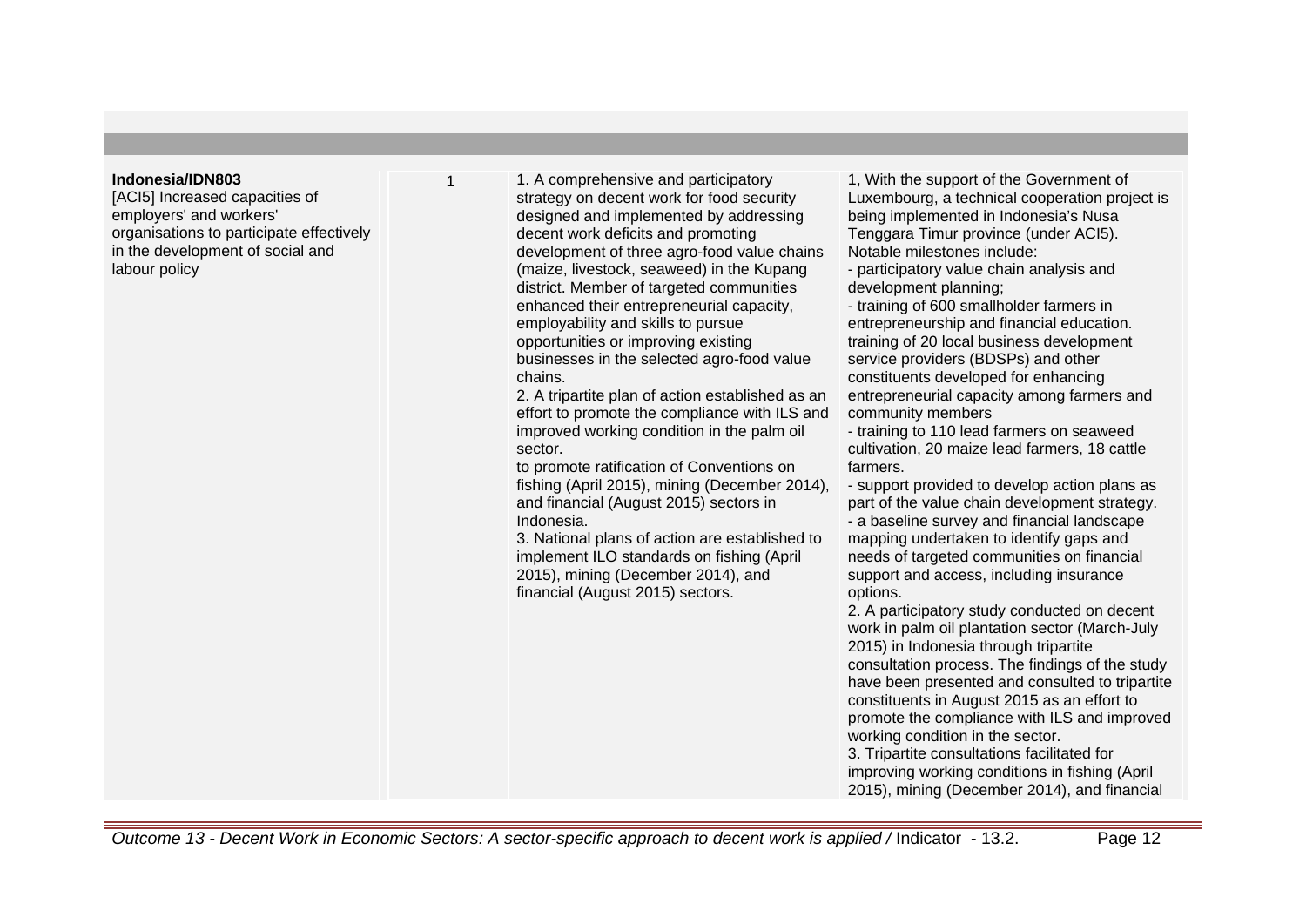| | | | |
|---|---|---|---|
| **Indonesia/IDN803**<br>[ACI5] Increased capacities of employers' and workers' organisations to participate effectively in the development of social and labour policy | 1 | 1. A comprehensive and participatory strategy on decent work for food security designed and implemented by addressing decent work deficits and promoting development of three agro-food value chains (maize, livestock, seaweed) in the Kupang district. Member of targeted communities enhanced their entrepreneurial capacity, employability and skills to pursue opportunities or improving existing businesses in the selected agro-food value chains.<br>2. A tripartite plan of action established as an effort to promote the compliance with ILS and improved working condition in the palm oil sector.<br>to promote ratification of Conventions on fishing (April 2015), mining (December 2014), and financial (August 2015) sectors in Indonesia.<br>3. National plans of action are established to implement ILO standards on fishing (April 2015), mining (December 2014), and financial (August 2015) sectors. | 1, With the support of the Government of Luxembourg, a technical cooperation project is being implemented in Indonesia's Nusa Tenggara Timur province (under ACI5). Notable milestones include:<br>- participatory value chain analysis and development planning;<br>- training of 600 smallholder farmers in entrepreneurship and financial education. training of 20 local business development service providers (BDSPs) and other constituents developed for enhancing entrepreneurial capacity among farmers and community members<br>- training to 110 lead farmers on seaweed cultivation, 20 maize lead farmers, 18 cattle farmers.<br>- support provided to develop action plans as part of the value chain development strategy.<br>- a baseline survey and financial landscape mapping undertaken to identify gaps and needs of targeted communities on financial support and access, including insurance options.<br>2. A participatory study conducted on decent work in palm oil plantation sector (March-July 2015) in Indonesia through tripartite consultation process. The findings of the study have been presented and consulted to tripartite constituents in August 2015 as an effort to promote the compliance with ILS and improved working condition in the sector.<br>3. Tripartite consultations facilitated for improving working conditions in fishing (April 2015), mining (December 2014), and financial |

*Outcome 13 - Decent Work in Economic Sectors: A sector-specific approach to decent work is applied /* Indicator - 13.2.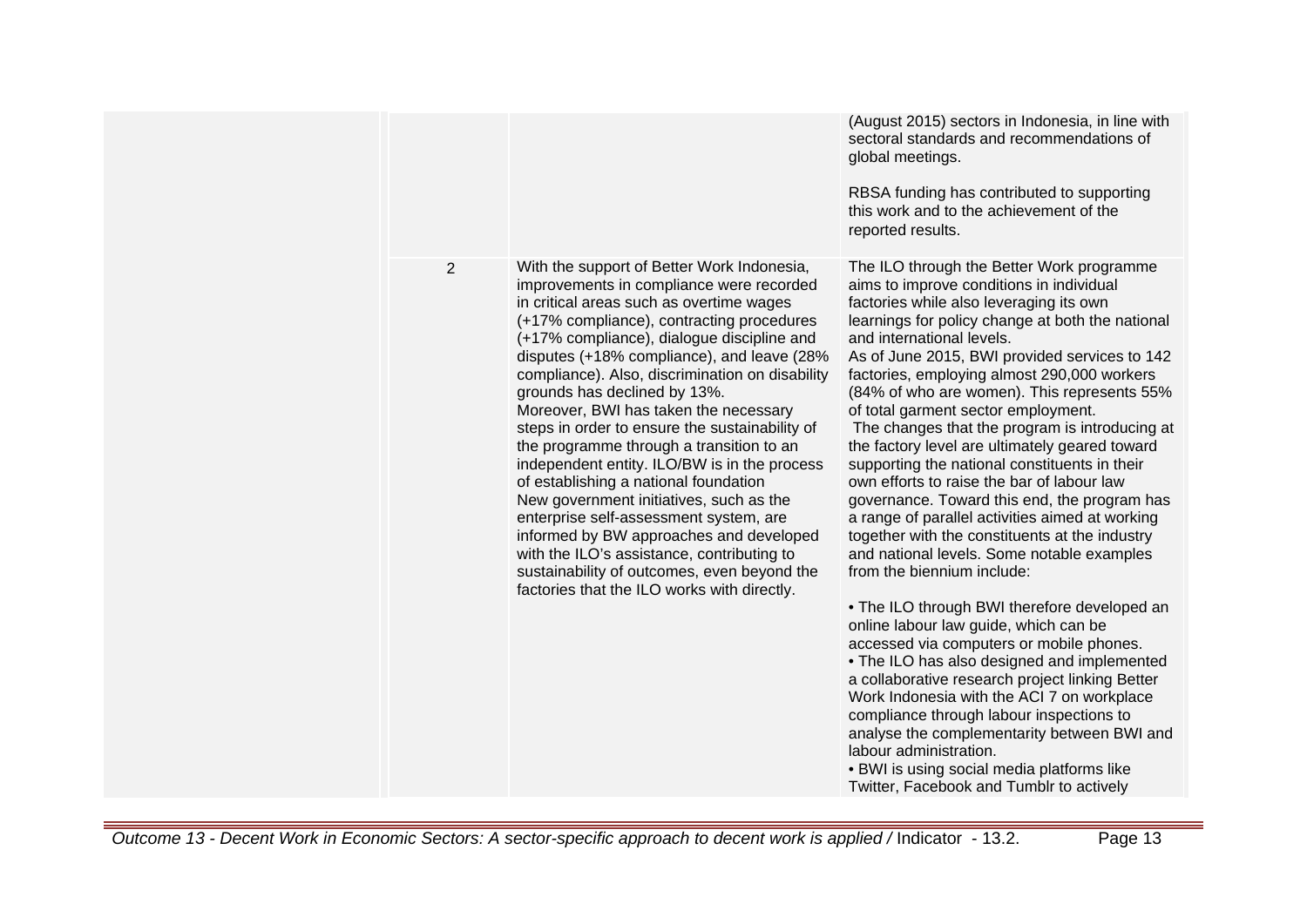| | | | |
|---|---|---|---|
| | | | (August 2015) sectors in Indonesia, in line with sectoral standards and recommendations of global meetings.<br><br>RBSA funding has contributed to supporting this work and to the achievement of the reported results. |
| | 2 | With the support of Better Work Indonesia, improvements in compliance were recorded in critical areas such as overtime wages (+17% compliance), contracting procedures (+17% compliance), dialogue discipline and disputes (+18% compliance), and leave (28% compliance). Also, discrimination on disability grounds has declined by 13%.<br>Moreover, BWI has taken the necessary steps in order to ensure the sustainability of the programme through a transition to an independent entity. ILO/BW is in the process of establishing a national foundation<br>New government initiatives, such as the enterprise self-assessment system, are informed by BW approaches and developed with the ILO's assistance, contributing to sustainability of outcomes, even beyond the factories that the ILO works with directly. | The ILO through the Better Work programme aims to improve conditions in individual factories while also leveraging its own learnings for policy change at both the national and international levels.<br>As of June 2015, BWI provided services to 142 factories, employing almost 290,000 workers (84% of who are women). This represents 55% of total garment sector employment.<br>The changes that the program is introducing at the factory level are ultimately geared toward supporting the national constituents in their own efforts to raise the bar of labour law governance. Toward this end, the program has a range of parallel activities aimed at working together with the constituents at the industry and national levels. Some notable examples from the biennium include:<br><br>• The ILO through BWI therefore developed an online labour law guide, which can be accessed via computers or mobile phones.<br>• The ILO has also designed and implemented a collaborative research project linking Better Work Indonesia with the ACI 7 on workplace compliance through labour inspections to analyse the complementarity between BWI and labour administration.<br>• BWI is using social media platforms like Twitter, Facebook and Tumblr to actively |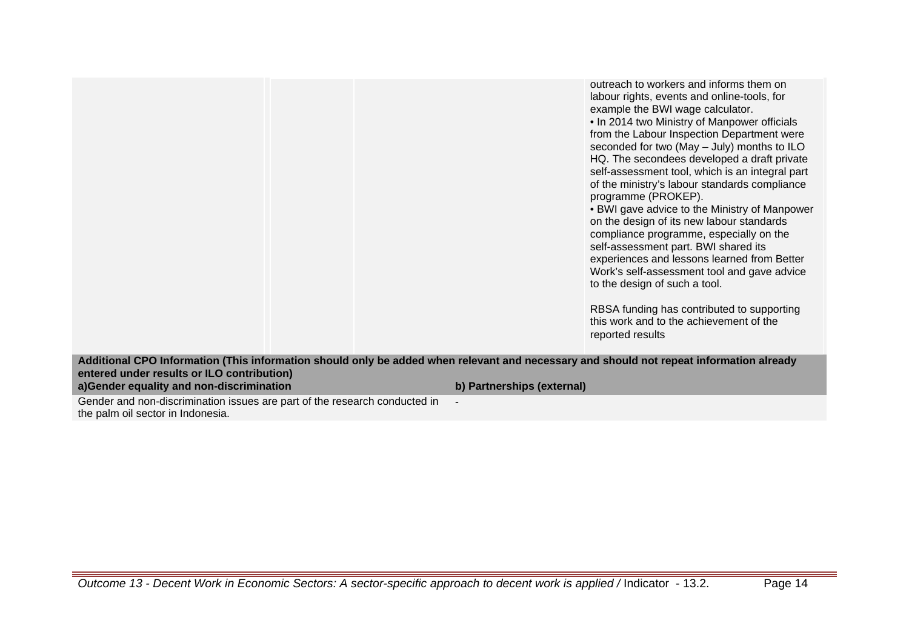| | | | |
|---|---|---|---|
| | | | outreach to workers and informs them on labour rights, events and online-tools, for example the BWI wage calculator.<br>• In 2014 two Ministry of Manpower officials from the Labour Inspection Department were seconded for two (May – July) months to ILO HQ. The secondees developed a draft private self-assessment tool, which is an integral part of the ministry's labour standards compliance programme (PROKEP).<br>• BWI gave advice to the Ministry of Manpower on the design of its new labour standards compliance programme, especially on the self-assessment part. BWI shared its experiences and lessons learned from Better Work's self-assessment tool and gave advice to the design of such a tool.<br><br>RBSA funding has contributed to supporting this work and to the achievement of the reported results |

**Additional CPO Information (This information should only be added when relevant and necessary and should not repeat information already entered under results or ILO contribution)**

| a)Gender equality and non-discrimination | b) Partnerships (external) |
|---|---|
| Gender and non-discrimination issues are part of the research conducted in the palm oil sector in Indonesia. | - |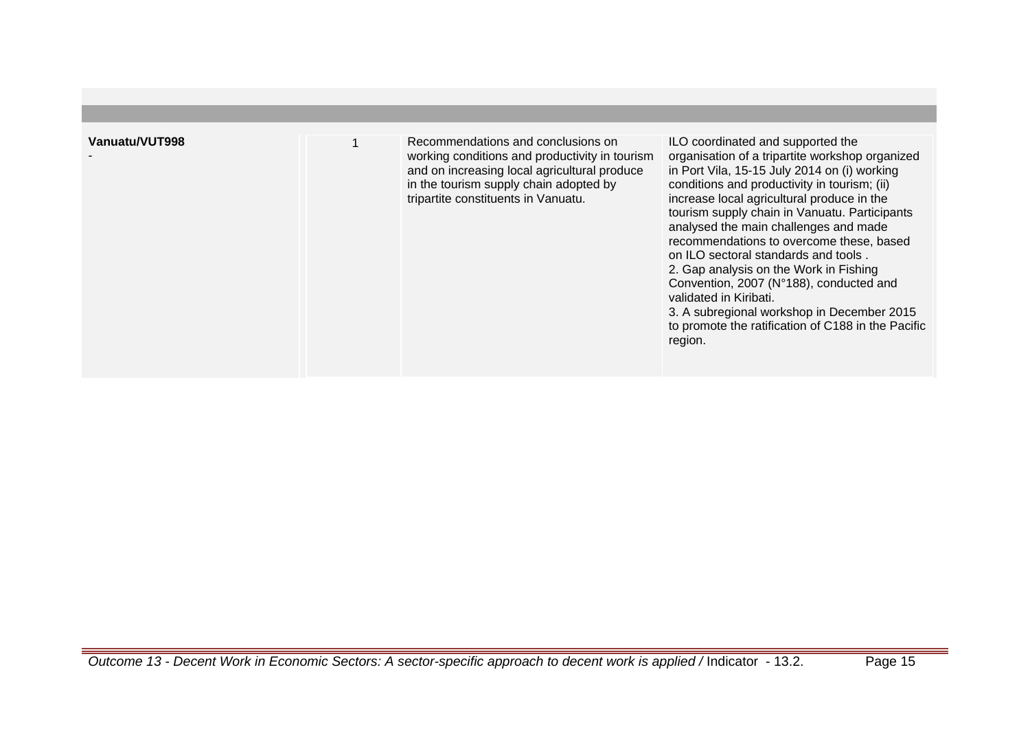| | | | |
|---|---|---|---|
| **Vanuatu/VUT998**<br>- | 1 | Recommendations and conclusions on working conditions and productivity in tourism and on increasing local agricultural produce in the tourism supply chain adopted by tripartite constituents in Vanuatu. | ILO coordinated and supported the organisation of a tripartite workshop organized in Port Vila, 15-15 July 2014 on (i) working conditions and productivity in tourism; (ii) increase local agricultural produce in the tourism supply chain in Vanuatu. Participants analysed the main challenges and made recommendations to overcome these, based on ILO sectoral standards and tools .<br>2. Gap analysis on the Work in Fishing Convention, 2007 (N°188), conducted and validated in Kiribati.<br>3. A subregional workshop in December 2015 to promote the ratification of C188 in the Pacific region. |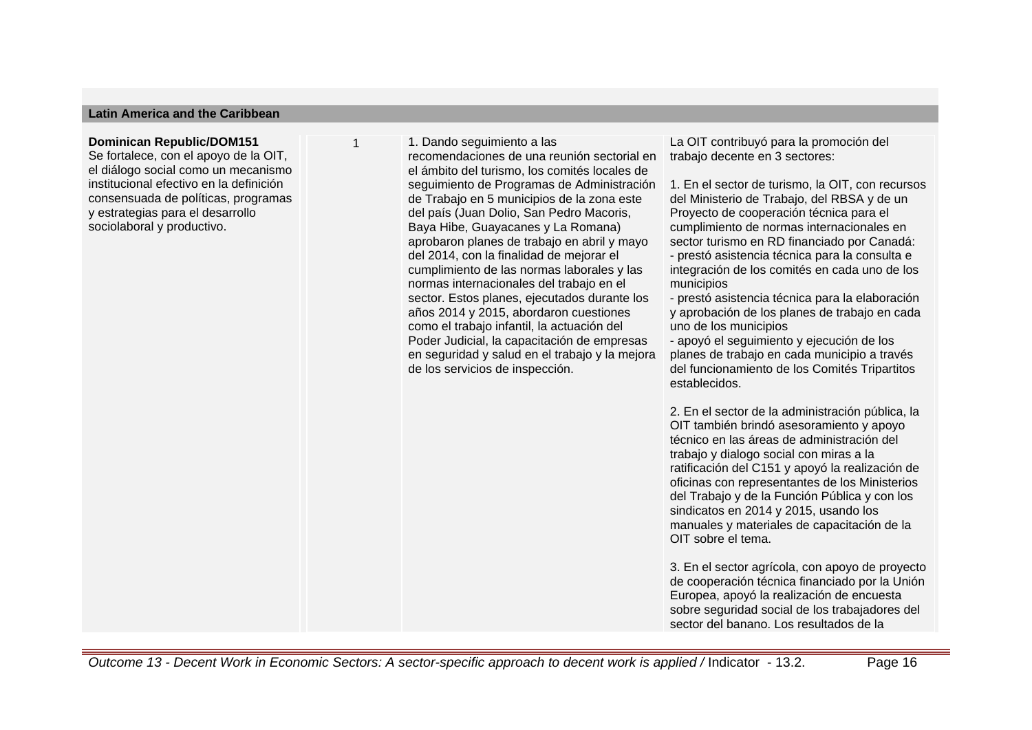| Latin America and the Caribbean | | | |
|---|---|---|---|
| **Dominican Republic/DOM151**<br>Se fortalece, con el apoyo de la OIT, el diálogo social como un mecanismo institucional efectivo en la definición consensuada de políticas, programas y estrategias para el desarrollo sociolaboral y productivo. | 1 | 1. Dando seguimiento a las recomendaciones de una reunión sectorial en el ámbito del turismo, los comités locales de seguimiento de Programas de Administración de Trabajo en 5 municipios de la zona este del país (Juan Dolio, San Pedro Macoris, Baya Hibe, Guayacanes y La Romana) aprobaron planes de trabajo en abril y mayo del 2014, con la finalidad de mejorar el cumplimiento de las normas laborales y las normas internacionales del trabajo en el sector. Estos planes, ejecutados durante los años 2014 y 2015, abordaron cuestiones como el trabajo infantil, la actuación del Poder Judicial, la capacitación de empresas en seguridad y salud en el trabajo y la mejora de los servicios de inspección. | La OIT contribuyó para la promoción del trabajo decente en 3 sectores:<br><br>1. En el sector de turismo, la OIT, con recursos del Ministerio de Trabajo, del RBSA y de un Proyecto de cooperación técnica para el cumplimiento de normas internacionales en sector turismo en RD financiado por Canadá:<br>- prestó asistencia técnica para la consulta e integración de los comités en cada uno de los municipios<br>- prestó asistencia técnica para la elaboración y aprobación de los planes de trabajo en cada uno de los municipios<br>- apoyó el seguimiento y ejecución de los planes de trabajo en cada municipio a través del funcionamiento de los Comités Tripartitos establecidos.<br><br>2. En el sector de la administración pública, la OIT también brindó asesoramiento y apoyo técnico en las áreas de administración del trabajo y dialogo social con miras a la ratificación del C151 y apoyó la realización de oficinas con representantes de los Ministerios del Trabajo y de la Función Pública y con los sindicatos en 2014 y 2015, usando los manuales y materiales de capacitación de la OIT sobre el tema.<br><br>3. En el sector agrícola, con apoyo de proyecto de cooperación técnica financiado por la Unión Europea, apoyó la realización de encuesta sobre seguridad social de los trabajadores del sector del banano. Los resultados de la |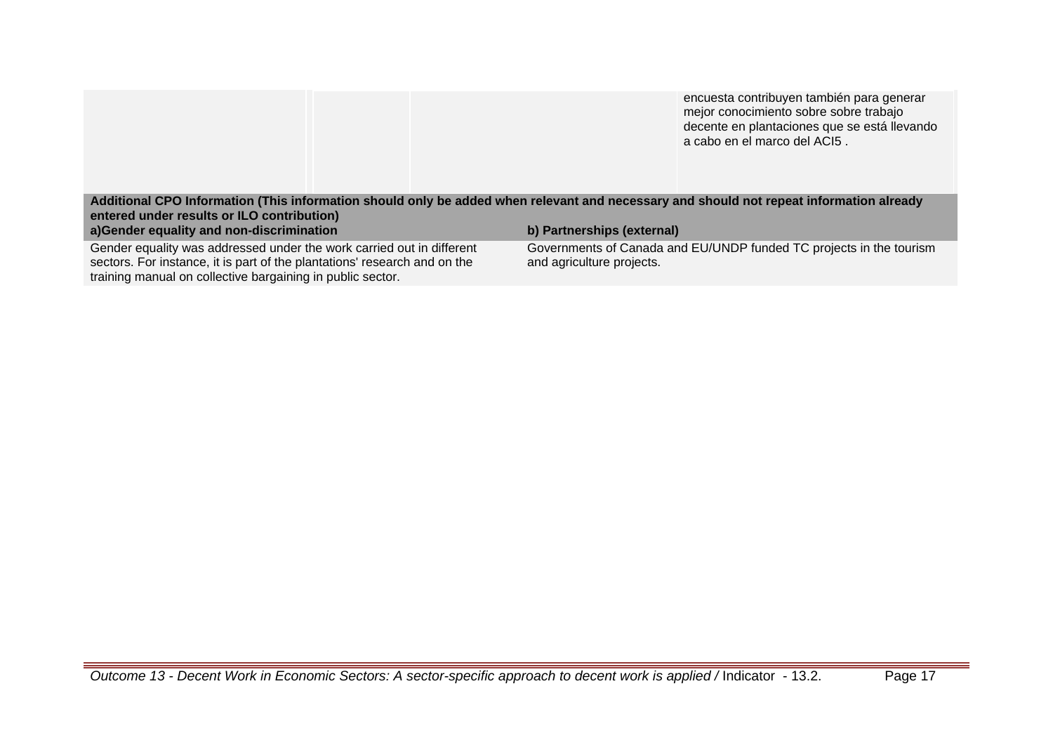| | | | encuesta contribuyen también para generar mejor conocimiento sobre sobre trabajo decente en plantaciones que se está llevando a cabo en el marco del ACI5 . |
|---|---|---|---|

**Additional CPO Information (This information should only be added when relevant and necessary and should not repeat information already entered under results or ILO contribution)**

| a)Gender equality and non-discrimination | b) Partnerships (external) |
|---|---|
| Gender equality was addressed under the work carried out in different sectors. For instance, it is part of the plantations' research and on the training manual on collective bargaining in public sector. | Governments of Canada and EU/UNDP funded TC projects in the tourism and agriculture projects. |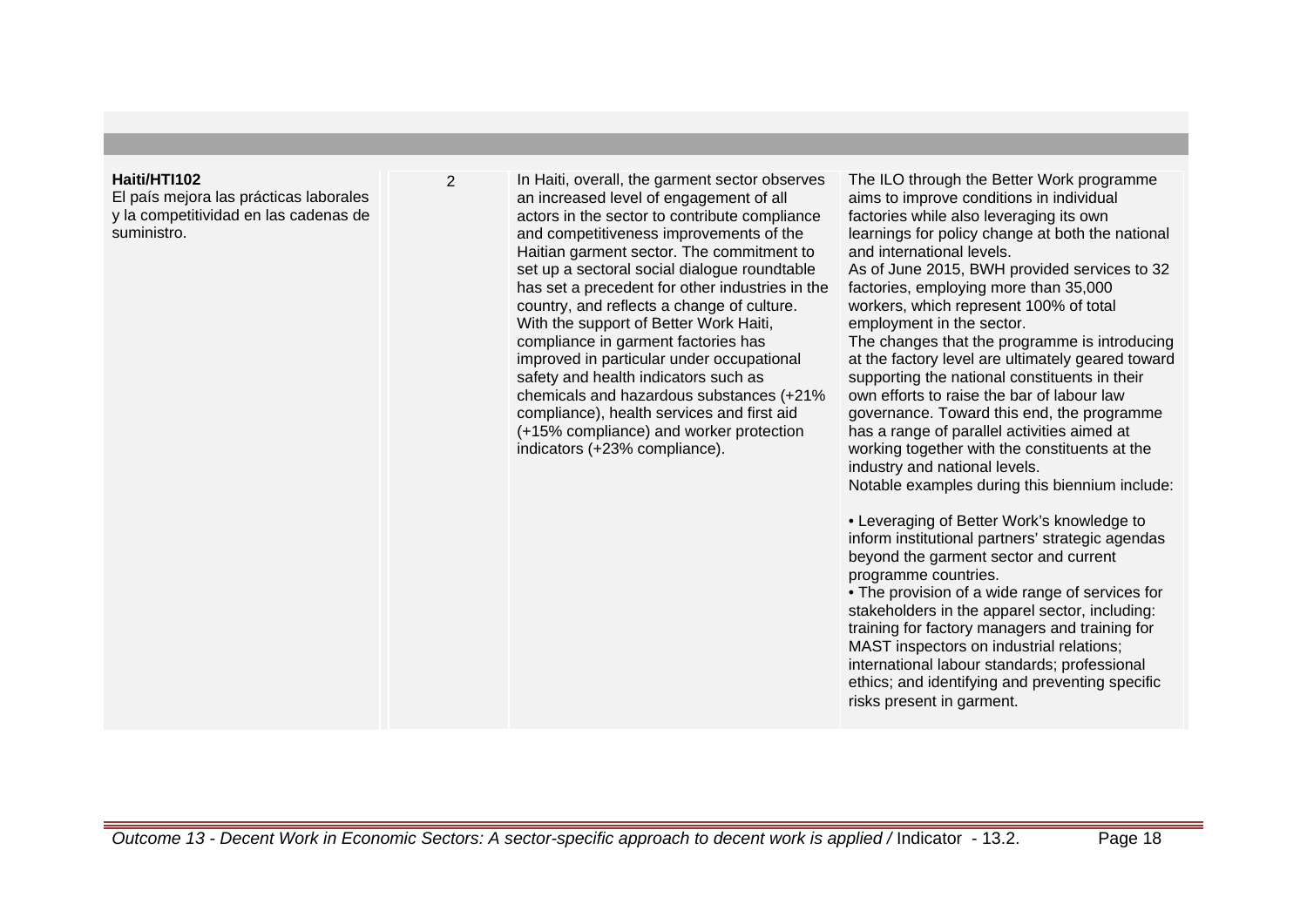| | | | |
|---|---|---|---|
| **Haiti/HTI102**<br>El país mejora las prácticas laborales y la competitividad en las cadenas de suministro. | 2 | In Haiti, overall, the garment sector observes an increased level of engagement of all actors in the sector to contribute compliance and competitiveness improvements of the Haitian garment sector. The commitment to set up a sectoral social dialogue roundtable has set a precedent for other industries in the country, and reflects a change of culture. With the support of Better Work Haiti, compliance in garment factories has improved in particular under occupational safety and health indicators such as chemicals and hazardous substances (+21% compliance), health services and first aid (+15% compliance) and worker protection indicators (+23% compliance). | The ILO through the Better Work programme aims to improve conditions in individual factories while also leveraging its own learnings for policy change at both the national and international levels.<br>As of June 2015, BWH provided services to 32 factories, employing more than 35,000 workers, which represent 100% of total employment in the sector.<br>The changes that the programme is introducing at the factory level are ultimately geared toward supporting the national constituents in their own efforts to raise the bar of labour law governance. Toward this end, the programme has a range of parallel activities aimed at working together with the constituents at the industry and national levels.<br>Notable examples during this biennium include:<br><br>• Leveraging of Better Work's knowledge to inform institutional partners' strategic agendas beyond the garment sector and current programme countries.<br>• The provision of a wide range of services for stakeholders in the apparel sector, including: training for factory managers and training for MAST inspectors on industrial relations; international labour standards; professional ethics; and identifying and preventing specific risks present in garment. |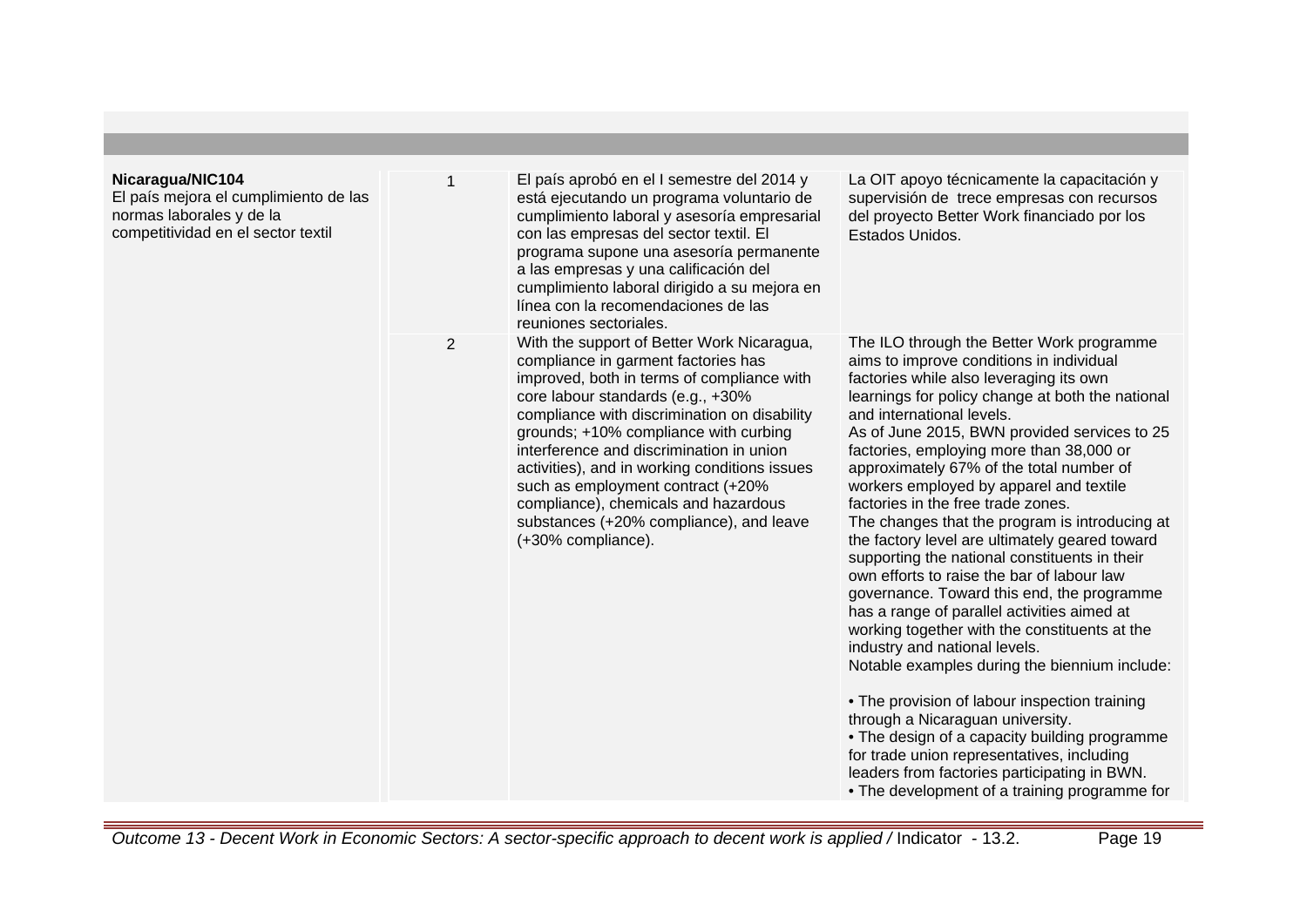| | | | |
|---|---|---|---|
| **Nicaragua/NIC104**<br>El país mejora el cumplimiento de las normas laborales y de la competitividad en el sector textil | 1 | El país aprobó en el I semestre del 2014 y está ejecutando un programa voluntario de cumplimiento laboral y asesoría empresarial con las empresas del sector textil. El programa supone una asesoría permanente a las empresas y una calificación del cumplimiento laboral dirigido a su mejora en línea con la recomendaciones de las reuniones sectoriales. | La OIT apoyo técnicamente la capacitación y supervisión de trece empresas con recursos del proyecto Better Work financiado por los Estados Unidos. |
| | 2 | With the support of Better Work Nicaragua, compliance in garment factories has improved, both in terms of compliance with core labour standards (e.g., +30% compliance with discrimination on disability grounds; +10% compliance with curbing interference and discrimination in union activities), and in working conditions issues such as employment contract (+20% compliance), chemicals and hazardous substances (+20% compliance), and leave (+30% compliance). | The ILO through the Better Work programme aims to improve conditions in individual factories while also leveraging its own learnings for policy change at both the national and international levels.<br>As of June 2015, BWN provided services to 25 factories, employing more than 38,000 or approximately 67% of the total number of workers employed by apparel and textile factories in the free trade zones.<br>The changes that the program is introducing at the factory level are ultimately geared toward supporting the national constituents in their own efforts to raise the bar of labour law governance. Toward this end, the programme has a range of parallel activities aimed at working together with the constituents at the industry and national levels.<br>Notable examples during the biennium include:<br><br>• The provision of labour inspection training through a Nicaraguan university.<br>• The design of a capacity building programme for trade union representatives, including leaders from factories participating in BWN.<br>• The development of a training programme for |

*Outcome 13 - Decent Work in Economic Sectors: A sector-specific approach to decent work is applied /* Indicator - 13.2.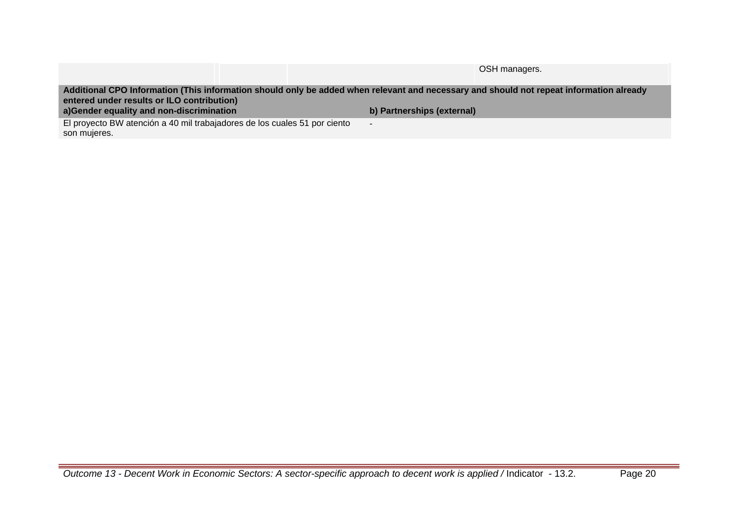| | | | OSH managers. |
|---|---|---|---|

**Additional CPO Information (This information should only be added when relevant and necessary and should not repeat information already entered under results or ILO contribution)**

| a)Gender equality and non-discrimination | b) Partnerships (external) |
|---|---|
| El proyecto BW atención a 40 mil trabajadores de los cuales 51 por ciento son mujeres. | - |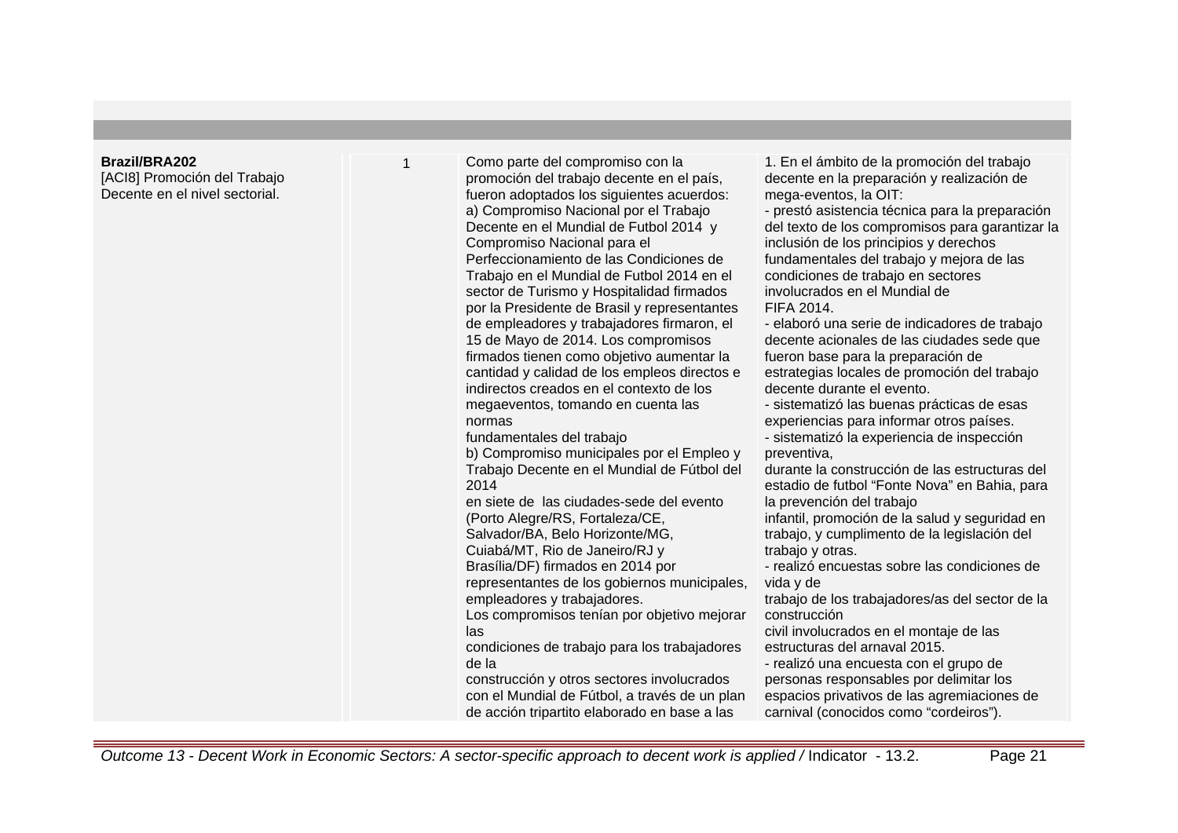| | | | |
|---|---|---|---|
| **Brazil/BRA202**<br>[ACI8] Promoción del Trabajo Decente en el nivel sectorial. | 1 | Como parte del compromiso con la promoción del trabajo decente en el país, fueron adoptados los siguientes acuerdos:<br>a) Compromiso Nacional por el Trabajo Decente en el Mundial de Futbol 2014 y Compromiso Nacional para el Perfeccionamiento de las Condiciones de Trabajo en el Mundial de Futbol 2014 en el sector de Turismo y Hospitalidad firmados por la Presidente de Brasil y representantes de empleadores y trabajadores firmaron, el 15 de Mayo de 2014. Los compromisos firmados tienen como objetivo aumentar la cantidad y calidad de los empleos directos e indirectos creados en el contexto de los megaeventos, tomando en cuenta las normas fundamentales del trabajo<br>b) Compromiso municipales por el Empleo y Trabajo Decente en el Mundial de Fútbol del 2014 en siete de las ciudades-sede del evento (Porto Alegre/RS, Fortaleza/CE, Salvador/BA, Belo Horizonte/MG, Cuiabá/MT, Rio de Janeiro/RJ y Brasília/DF) firmados en 2014 por representantes de los gobiernos municipales, empleadores y trabajadores.<br>Los compromisos tenían por objetivo mejorar las condiciones de trabajo para los trabajadores de la construcción y otros sectores involucrados con el Mundial de Fútbol, a través de un plan de acción tripartito elaborado en base a las | 1. En el ámbito de la promoción del trabajo decente en la preparación y realización de mega-eventos, la OIT:<br>- prestó asistencia técnica para la preparación del texto de los compromisos para garantizar la inclusión de los principios y derechos fundamentales del trabajo y mejora de las condiciones de trabajo en sectores involucrados en el Mundial de FIFA 2014.<br>- elaboró una serie de indicadores de trabajo decente acionales de las ciudades sede que fueron base para la preparación de estrategias locales de promoción del trabajo decente durante el evento.<br>- sistematizó las buenas prácticas de esas experiencias para informar otros países.<br>- sistematizó la experiencia de inspección preventiva, durante la construcción de las estructuras del estadio de futbol “Fonte Nova” en Bahia, para la prevención del trabajo infantil, promoción de la salud y seguridad en trabajo, y cumplimento de la legislación del trabajo y otras.<br>- realizó encuestas sobre las condiciones de vida y de trabajo de los trabajadores/as del sector de la construcción civil involucrados en el montaje de las estructuras del arnaval 2015.<br>- realizó una encuesta con el grupo de personas responsables por delimitar los espacios privativos de las agremiaciones de carnival (conocidos como “cordeiros”). |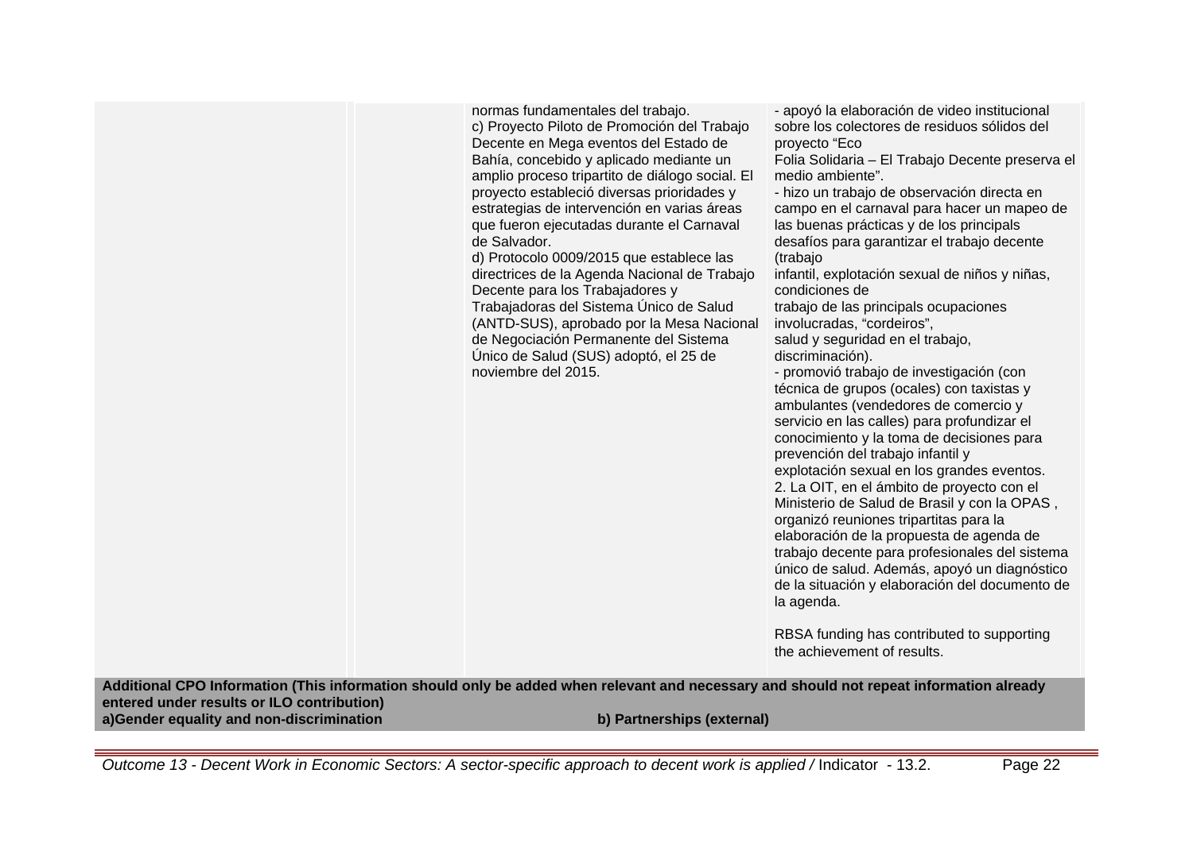| | | | |
|---|---|---|---|
| | | normas fundamentales del trabajo.<br>c) Proyecto Piloto de Promoción del Trabajo Decente en Mega eventos del Estado de Bahía, concebido y aplicado mediante un amplio proceso tripartito de diálogo social. El proyecto estableció diversas prioridades y estrategias de intervención en varias áreas que fueron ejecutadas durante el Carnaval de Salvador.<br>d) Protocolo 0009/2015 que establece las directrices de la Agenda Nacional de Trabajo Decente para los Trabajadores y Trabajadoras del Sistema Único de Salud (ANTD-SUS), aprobado por la Mesa Nacional de Negociación Permanente del Sistema Único de Salud (SUS) adoptó, el 25 de noviembre del 2015. | - apoyó la elaboración de video institucional sobre los colectores de residuos sólidos del proyecto "Eco Folia Solidaria – El Trabajo Decente preserva el medio ambiente".<br>- hizo un trabajo de observación directa en campo en el carnaval para hacer un mapeo de las buenas prácticas y de los principals desafíos para garantizar el trabajo decente (trabajo infantil, explotación sexual de niños y niñas, condiciones de trabajo de las principals ocupaciones involucradas, "cordeiros", salud y seguridad en el trabajo, discriminación).<br>- promovió trabajo de investigación (con técnica de grupos (ocales) con taxistas y ambulantes (vendedores de comercio y servicio en las calles) para profundizar el conocimiento y la toma de decisiones para prevención del trabajo infantil y explotación sexual en los grandes eventos.<br>2. La OIT, en el ámbito de proyecto con el Ministerio de Salud de Brasil y con la OPAS , organizó reuniones tripartitas para la elaboración de la propuesta de agenda de trabajo decente para profesionales del sistema único de salud. Además, apoyó un diagnóstico de la situación y elaboración del documento de la agenda.<br><br>RBSA funding has contributed to supporting the achievement of results. |

**Additional CPO Information (This information should only be added when relevant and necessary and should not repeat information already entered under results or ILO contribution)**

| a)Gender equality and non-discrimination | b) Partnerships (external) |
|---|---|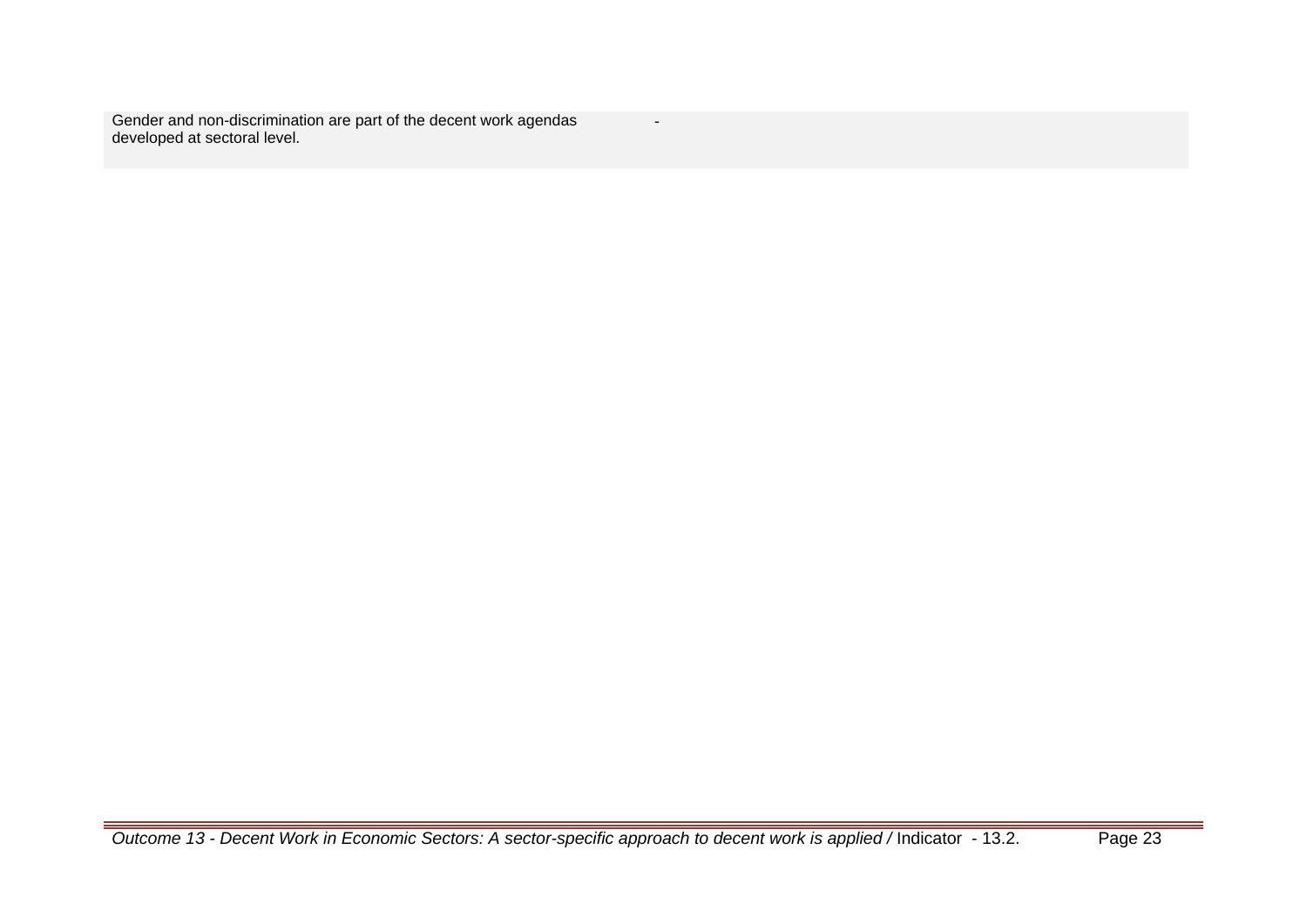| | |
|---|---|
| Gender and non-discrimination are part of the decent work agendas developed at sectoral level. | - |